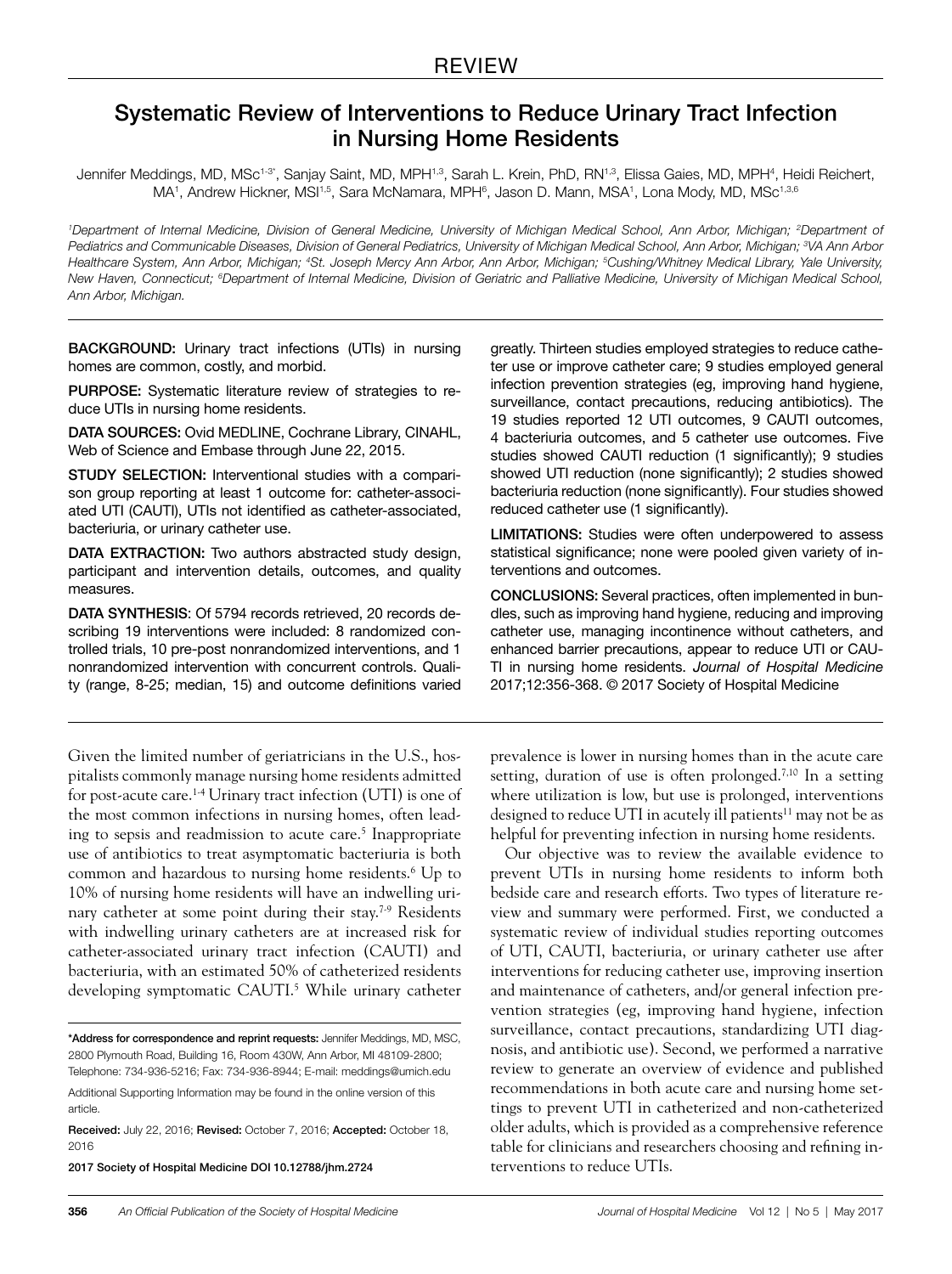REVIEW

# Systematic Review of Interventions to Reduce Urinary Tract Infection in Nursing Home Residents

Jennifer Meddings, MD, MSc[1-3*], Sanjay Saint, MD, MPH[1,3], Sarah L. Krein, PhD, RN[1,3], Elissa Gaies, MD, MPH[4], Heidi Reichert, MA[1], Andrew Hickner, MSI[1,5], Sara McNamara, MPH[6], Jason D. Mann, MSA[1], Lona Mody, MD, MSc[1,3,6]

[1]Department of Internal Medicine, Division of General Medicine, University of Michigan Medical School, Ann Arbor, Michigan; [2]Department of Pediatrics and Communicable Diseases, Division of General Pediatrics, University of Michigan Medical School, Ann Arbor, Michigan; [3]VA Ann Arbor Healthcare System, Ann Arbor, Michigan; [4]St. Joseph Mercy Ann Arbor, Ann Arbor, Michigan; [5]Cushing/Whitney Medical Library, Yale University, New Haven, Connecticut; [6]Department of Internal Medicine, Division of Geriatric and Palliative Medicine, University of Michigan Medical School, Ann Arbor, Michigan.

**BACKGROUND:** Urinary tract infections (UTIs) in nursing homes are common, costly, and morbid.

**PURPOSE:** Systematic literature review of strategies to reduce UTIs in nursing home residents.

**DATA SOURCES:** Ovid MEDLINE, Cochrane Library, CINAHL, Web of Science and Embase through June 22, 2015.

**STUDY SELECTION:** Interventional studies with a comparison group reporting at least 1 outcome for: catheter-associated UTI (CAUTI), UTIs not identified as catheter-associated, bacteriuria, or urinary catheter use.

**DATA EXTRACTION:** Two authors abstracted study design, participant and intervention details, outcomes, and quality measures.

**DATA SYNTHESIS:** Of 5794 records retrieved, 20 records describing 19 interventions were included: 8 randomized controlled trials, 10 pre-post nonrandomized interventions, and 1 nonrandomized intervention with concurrent controls. Quality (range, 8-25; median, 15) and outcome definitions varied greatly. Thirteen studies employed strategies to reduce catheter use or improve catheter care; 9 studies employed general infection prevention strategies (eg, improving hand hygiene, surveillance, contact precautions, reducing antibiotics). The 19 studies reported 12 UTI outcomes, 9 CAUTI outcomes, 4 bacteriuria outcomes, and 5 catheter use outcomes. Five studies showed CAUTI reduction (1 significantly); 9 studies showed UTI reduction (none significantly); 2 studies showed bacteriuria reduction (none significantly). Four studies showed reduced catheter use (1 significantly).

**LIMITATIONS:** Studies were often underpowered to assess statistical significance; none were pooled given variety of interventions and outcomes.

**CONCLUSIONS:** Several practices, often implemented in bundles, such as improving hand hygiene, reducing and improving catheter use, managing incontinence without catheters, and enhanced barrier precautions, appear to reduce UTI or CAUTI in nursing home residents. *Journal of Hospital Medicine* 2017;12:356-368. © 2017 Society of Hospital Medicine

Given the limited number of geriatricians in the U.S., hospitalists commonly manage nursing home residents admitted for post-acute care.[1-4] Urinary tract infection (UTI) is one of the most common infections in nursing homes, often leading to sepsis and readmission to acute care.[5] Inappropriate use of antibiotics to treat asymptomatic bacteriuria is both common and hazardous to nursing home residents.[6] Up to 10% of nursing home residents will have an indwelling urinary catheter at some point during their stay.[7-9] Residents with indwelling urinary catheters are at increased risk for catheter-associated urinary tract infection (CAUTI) and bacteriuria, with an estimated 50% of catheterized residents developing symptomatic CAUTI.[5] While urinary catheter prevalence is lower in nursing homes than in the acute care setting, duration of use is often prolonged.[7,10] In a setting where utilization is low, but use is prolonged, interventions designed to reduce UTI in acutely ill patients[11] may not be as helpful for preventing infection in nursing home residents.

Our objective was to review the available evidence to prevent UTIs in nursing home residents to inform both bedside care and research efforts. Two types of literature review and summary were performed. First, we conducted a systematic review of individual studies reporting outcomes of UTI, CAUTI, bacteriuria, or urinary catheter use after interventions for reducing catheter use, improving insertion and maintenance of catheters, and/or general infection prevention strategies (eg, improving hand hygiene, infection surveillance, contact precautions, standardizing UTI diagnosis, and antibiotic use). Second, we performed a narrative review to generate an overview of evidence and published recommendations in both acute care and nursing home settings to prevent UTI in catheterized and non-catheterized older adults, which is provided as a comprehensive reference table for clinicians and researchers choosing and refining interventions to reduce UTIs.

\*Address for correspondence and reprint requests: Jennifer Meddings, MD, MSC, 2800 Plymouth Road, Building 16, Room 430W, Ann Arbor, MI 48109-2800; Telephone: 734-936-5216; Fax: 734-936-8944; E-mail: meddings@umich.edu

Additional Supporting Information may be found in the online version of this article.

**Received:** July 22, 2016; **Revised:** October 7, 2016; **Accepted:** October 18, 2016

**2017 Society of Hospital Medicine DOI 10.12788/jhm.2724**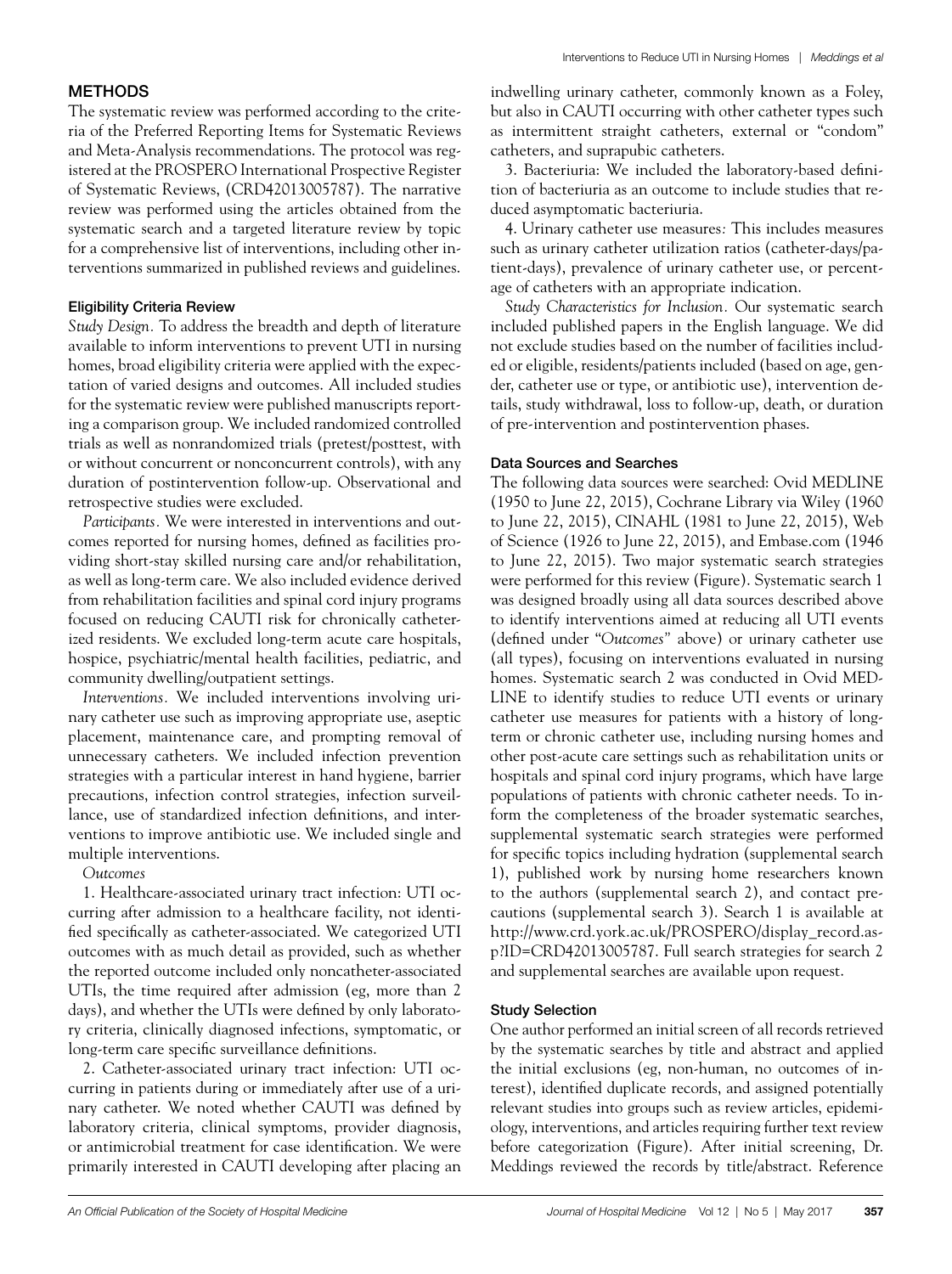## METHODS

The systematic review was performed according to the criteria of the Preferred Reporting Items for Systematic Reviews and Meta-Analysis recommendations. The protocol was registered at the PROSPERO International Prospective Register of Systematic Reviews, (CRD42013005787). The narrative review was performed using the articles obtained from the systematic search and a targeted literature review by topic for a comprehensive list of interventions, including other interventions summarized in published reviews and guidelines.

### Eligibility Criteria Review

*Study Design.* To address the breadth and depth of literature available to inform interventions to prevent UTI in nursing homes, broad eligibility criteria were applied with the expectation of varied designs and outcomes. All included studies for the systematic review were published manuscripts reporting a comparison group. We included randomized controlled trials as well as nonrandomized trials (pretest/posttest, with or without concurrent or nonconcurrent controls), with any duration of postintervention follow-up. Observational and retrospective studies were excluded.

*Participants.* We were interested in interventions and outcomes reported for nursing homes, defined as facilities providing short-stay skilled nursing care and/or rehabilitation, as well as long-term care. We also included evidence derived from rehabilitation facilities and spinal cord injury programs focused on reducing CAUTI risk for chronically catheterized residents. We excluded long-term acute care hospitals, hospice, psychiatric/mental health facilities, pediatric, and community dwelling/outpatient settings.

*Interventions.* We included interventions involving urinary catheter use such as improving appropriate use, aseptic placement, maintenance care, and prompting removal of unnecessary catheters. We included infection prevention strategies with a particular interest in hand hygiene, barrier precautions, infection control strategies, infection surveillance, use of standardized infection definitions, and interventions to improve antibiotic use. We included single and multiple interventions.

*Outcomes*

1. Healthcare-associated urinary tract infection: UTI occurring after admission to a healthcare facility, not identified specifically as catheter-associated. We categorized UTI outcomes with as much detail as provided, such as whether the reported outcome included only noncatheter-associated UTIs, the time required after admission (eg, more than 2 days), and whether the UTIs were defined by only laboratory criteria, clinically diagnosed infections, symptomatic, or long-term care specific surveillance definitions.

2. Catheter-associated urinary tract infection: UTI occurring in patients during or immediately after use of a urinary catheter. We noted whether CAUTI was defined by laboratory criteria, clinical symptoms, provider diagnosis, or antimicrobial treatment for case identification. We were primarily interested in CAUTI developing after placing an indwelling urinary catheter, commonly known as a Foley, but also in CAUTI occurring with other catheter types such as intermittent straight catheters, external or "condom" catheters, and suprapubic catheters.

3. Bacteriuria: We included the laboratory-based definition of bacteriuria as an outcome to include studies that reduced asymptomatic bacteriuria.

4. Urinary catheter use measures*:* This includes measures such as urinary catheter utilization ratios (catheter-days/patient-days), prevalence of urinary catheter use, or percentage of catheters with an appropriate indication.

*Study Characteristics for Inclusion.* Our systematic search included published papers in the English language. We did not exclude studies based on the number of facilities included or eligible, residents/patients included (based on age, gender, catheter use or type, or antibiotic use), intervention details, study withdrawal, loss to follow-up, death, or duration of pre-intervention and postintervention phases.

### Data Sources and Searches

The following data sources were searched: Ovid MEDLINE (1950 to June 22, 2015), Cochrane Library via Wiley (1960 to June 22, 2015), CINAHL (1981 to June 22, 2015), Web of Science (1926 to June 22, 2015), and Embase.com (1946 to June 22, 2015). Two major systematic search strategies were performed for this review (Figure). Systematic search 1 was designed broadly using all data sources described above to identify interventions aimed at reducing all UTI events (defined under "*Outcomes*" above) or urinary catheter use (all types), focusing on interventions evaluated in nursing homes. Systematic search 2 was conducted in Ovid MEDLINE to identify studies to reduce UTI events or urinary catheter use measures for patients with a history of long-term or chronic catheter use, including nursing homes and other post-acute care settings such as rehabilitation units or hospitals and spinal cord injury programs, which have large populations of patients with chronic catheter needs. To inform the completeness of the broader systematic searches, supplemental systematic search strategies were performed for specific topics including hydration (supplemental search 1), published work by nursing home researchers known to the authors (supplemental search 2), and contact precautions (supplemental search 3). Search 1 is available at http://www.crd.york.ac.uk/PROSPERO/display_record.asp?ID=CRD42013005787. Full search strategies for search 2 and supplemental searches are available upon request.

### Study Selection

One author performed an initial screen of all records retrieved by the systematic searches by title and abstract and applied the initial exclusions (eg, non-human, no outcomes of interest), identified duplicate records, and assigned potentially relevant studies into groups such as review articles, epidemiology, interventions, and articles requiring further text review before categorization (Figure). After initial screening, Dr. Meddings reviewed the records by title/abstract. Reference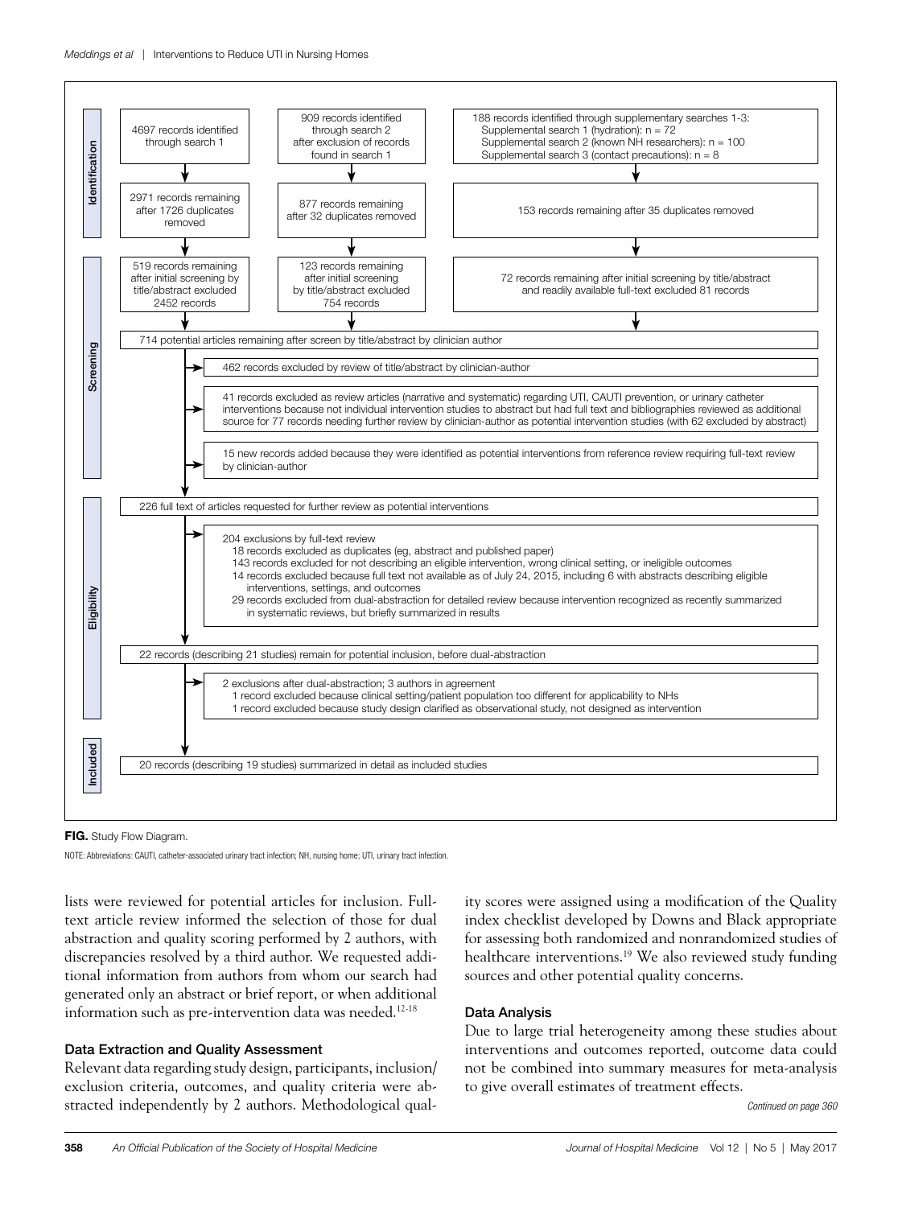**Identification**

4697 records identified through search 1

909 records identified through search 2 after exclusion of records found in search 1

188 records identified through supplementary searches 1-3:
- Supplemental search 1 (hydration): n = 72
- Supplemental search 2 (known NH researchers): n = 100
- Supplemental search 3 (contact precautions): n = 8

2971 records remaining after 1726 duplicates removed

877 records remaining after 32 duplicates removed

153 records remaining after 35 duplicates removed

**Screening**

519 records remaining after initial screening by title/abstract excluded 2452 records

123 records remaining after initial screening by title/abstract excluded 754 records

72 records remaining after initial screening by title/abstract and readily available full-text excluded 81 records

714 potential articles remaining after screen by title/abstract by clinician author

462 records excluded by review of title/abstract by clinician-author

41 records excluded as review articles (narrative and systematic) regarding UTI, CAUTI prevention, or urinary catheter interventions because not individual intervention studies to abstract but had full text and bibliographies reviewed as additional source for 77 records needing further review by clinician-author as potential intervention studies (with 62 excluded by abstract)

15 new records added because they were identified as potential interventions from reference review requiring full-text review by clinician-author

**Eligibility**

226 full text of articles requested for further review as potential interventions

204 exclusions by full-text review
- 18 records excluded as duplicates (eg, abstract and published paper)
- 143 records excluded for not describing an eligible intervention, wrong clinical setting, or ineligible outcomes
- 14 records excluded because full text not available as of July 24, 2015, including 6 with abstracts describing eligible interventions, settings, and outcomes
- 29 records excluded from dual-abstraction for detailed review because intervention recognized as recently summarized in systematic reviews, but briefly summarized in results

22 records (describing 21 studies) remain for potential inclusion, before dual-abstraction

2 exclusions after dual-abstraction; 3 authors in agreement
- 1 record excluded because clinical setting/patient population too different for applicability to NHs
- 1 record excluded because study design clarified as observational study, not designed as intervention

**Included**

20 records (describing 19 studies) summarized in detail as included studies

**FIG.** Study Flow Diagram.

NOTE: Abbreviations: CAUTI, catheter-associated urinary tract infection; NH, nursing home; UTI, urinary tract infection.

lists were reviewed for potential articles for inclusion. Full-text article review informed the selection of those for dual abstraction and quality scoring performed by 2 authors, with discrepancies resolved by a third author. We requested additional information from authors from whom our search had generated only an abstract or brief report, or when additional information such as pre-intervention data was needed.[12-18]

### Data Extraction and Quality Assessment

Relevant data regarding study design, participants, inclusion/exclusion criteria, outcomes, and quality criteria were abstracted independently by 2 authors. Methodological quality scores were assigned using a modification of the Quality index checklist developed by Downs and Black appropriate for assessing both randomized and nonrandomized studies of healthcare interventions.[19] We also reviewed study funding sources and other potential quality concerns.

### Data Analysis

Due to large trial heterogeneity among these studies about interventions and outcomes reported, outcome data could not be combined into summary measures for meta-analysis to give overall estimates of treatment effects.

*Continued on page 360*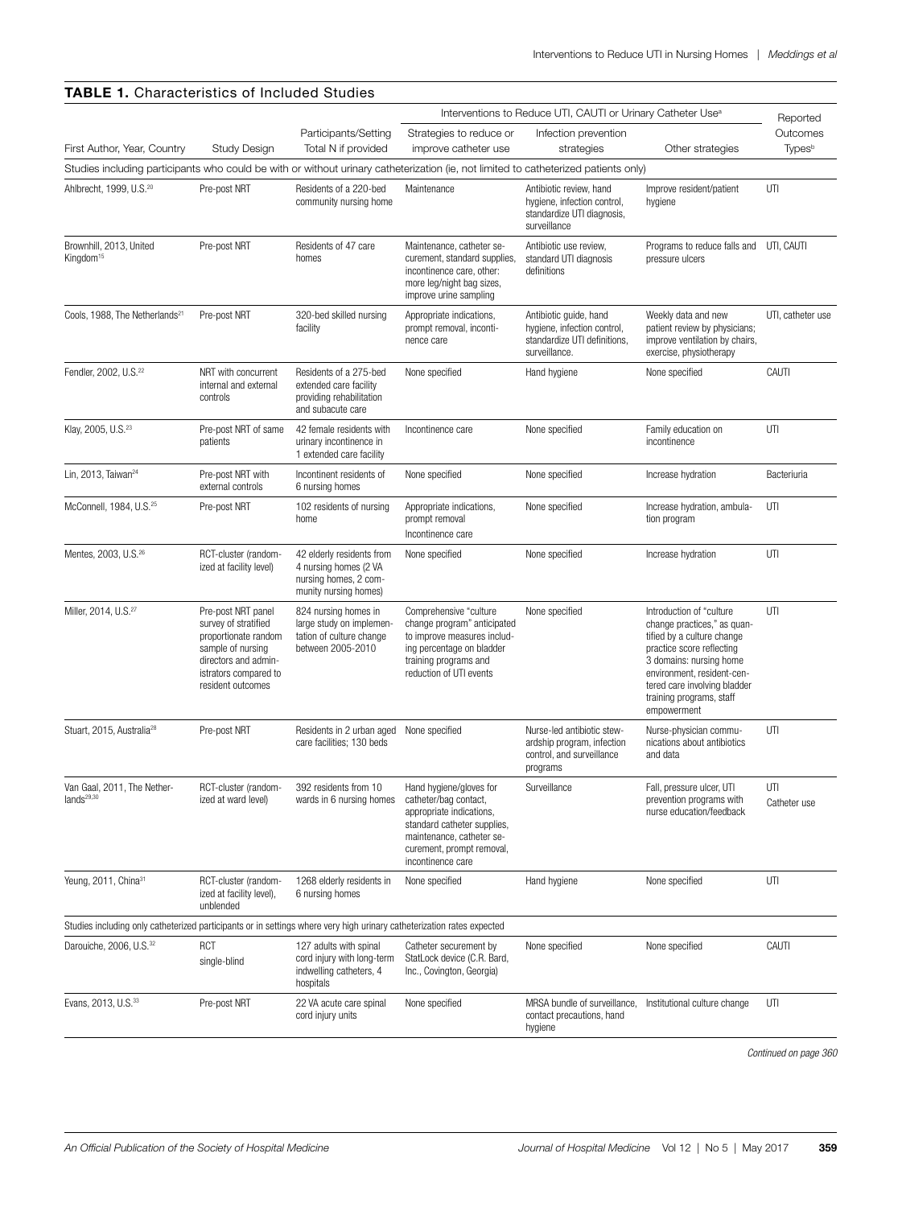**TABLE 1.** Characteristics of Included Studies

| First Author, Year, Country | Study Design | Participants/Setting Total N if provided | Interventions to Reduce UTI, CAUTI or Urinary Catheter Use[a] | | | Reported Outcomes Types[b] |
|---|---|---|---|---|---|---|
| | | | Strategies to reduce or improve catheter use | Infection prevention strategies | Other strategies | |
| Studies including participants who could be with or without urinary catheterization (ie, not limited to catheterized patients only) | | | | | | |
| Ahlbrecht, 1999, U.S.[20] | Pre-post NRT | Residents of a 220-bed community nursing home | Maintenance | Antibiotic review, hand hygiene, infection control, standardize UTI diagnosis, surveillance | Improve resident/patient hygiene | UTI |
| Brownhill, 2013, United Kingdom[15] | Pre-post NRT | Residents of 47 care homes | Maintenance, catheter securement, standard supplies, incontinence care, other: more leg/night bag sizes, improve urine sampling | Antibiotic use review, standard UTI diagnosis definitions | Programs to reduce falls and pressure ulcers | UTI, CAUTI |
| Cools, 1988, The Netherlands[21] | Pre-post NRT | 320-bed skilled nursing facility | Appropriate indications, prompt removal, incontinence care | Antibiotic guide, hand hygiene, infection control, standardize UTI definitions, surveillance. | Weekly data and new patient review by physicians; improve ventilation by chairs, exercise, physiotherapy | UTI, catheter use |
| Fendler, 2002, U.S.[22] | NRT with concurrent internal and external controls | Residents of a 275-bed extended care facility providing rehabilitation and subacute care | None specified | Hand hygiene | None specified | CAUTI |
| Klay, 2005, U.S.[23] | Pre-post NRT of same patients | 42 female residents with urinary incontinence in 1 extended care facility | Incontinence care | None specified | Family education on incontinence | UTI |
| Lin, 2013, Taiwan[24] | Pre-post NRT with external controls | Incontinent residents of 6 nursing homes | None specified | None specified | Increase hydration | Bacteriuria |
| McConnell, 1984, U.S.[25] | Pre-post NRT | 102 residents of nursing home | Appropriate indications, prompt removal Incontinence care | None specified | Increase hydration, ambulation program | UTI |
| Mentes, 2003, U.S.[26] | RCT-cluster (randomized at facility level) | 42 elderly residents from 4 nursing homes (2 VA nursing homes, 2 community nursing homes) | None specified | None specified | Increase hydration | UTI |
| Miller, 2014, U.S.[27] | Pre-post NRT panel survey of stratified proportionate random sample of nursing directors and administrators compared to resident outcomes | 824 nursing homes in large study on implementation of culture change between 2005-2010 | Comprehensive "culture change program" anticipated to improve measures including percentage on bladder training programs and reduction of UTI events | None specified | Introduction of "culture change practices," as quantified by a culture change practice score reflecting 3 domains: nursing home environment, resident-centered care involving bladder training programs, staff empowerment | UTI |
| Stuart, 2015, Australia[28] | Pre-post NRT | Residents in 2 urban aged care facilities; 130 beds | None specified | Nurse-led antibiotic stewardship program, infection control, and surveillance programs | Nurse-physician communications about antibiotics and data | UTI |
| Van Gaal, 2011, The Netherlands[29,30] | RCT-cluster (randomized at ward level) | 392 residents from 10 wards in 6 nursing homes | Hand hygiene/gloves for catheter/bag contact, appropriate indications, standard catheter supplies, maintenance, catheter securement, prompt removal, incontinence care | Surveillance | Fall, pressure ulcer, UTI prevention programs with nurse education/feedback | UTI Catheter use |
| Yeung, 2011, China[31] | RCT-cluster (randomized at facility level), unblended | 1268 elderly residents in 6 nursing homes | None specified | Hand hygiene | None specified | UTI |
| Studies including only catheterized participants or in settings where very high urinary catheterization rates expected | | | | | | |
| Darouiche, 2006, U.S.[32] | RCT single-blind | 127 adults with spinal cord injury with long-term indwelling catheters, 4 hospitals | Catheter securement by StatLock device (C.R. Bard, Inc., Covington, Georgia) | None specified | None specified | CAUTI |
| Evans, 2013, U.S.[33] | Pre-post NRT | 22 VA acute care spinal cord injury units | None specified | MRSA bundle of surveillance, contact precautions, hand hygiene | Institutional culture change | UTI |

*Continued on page 360*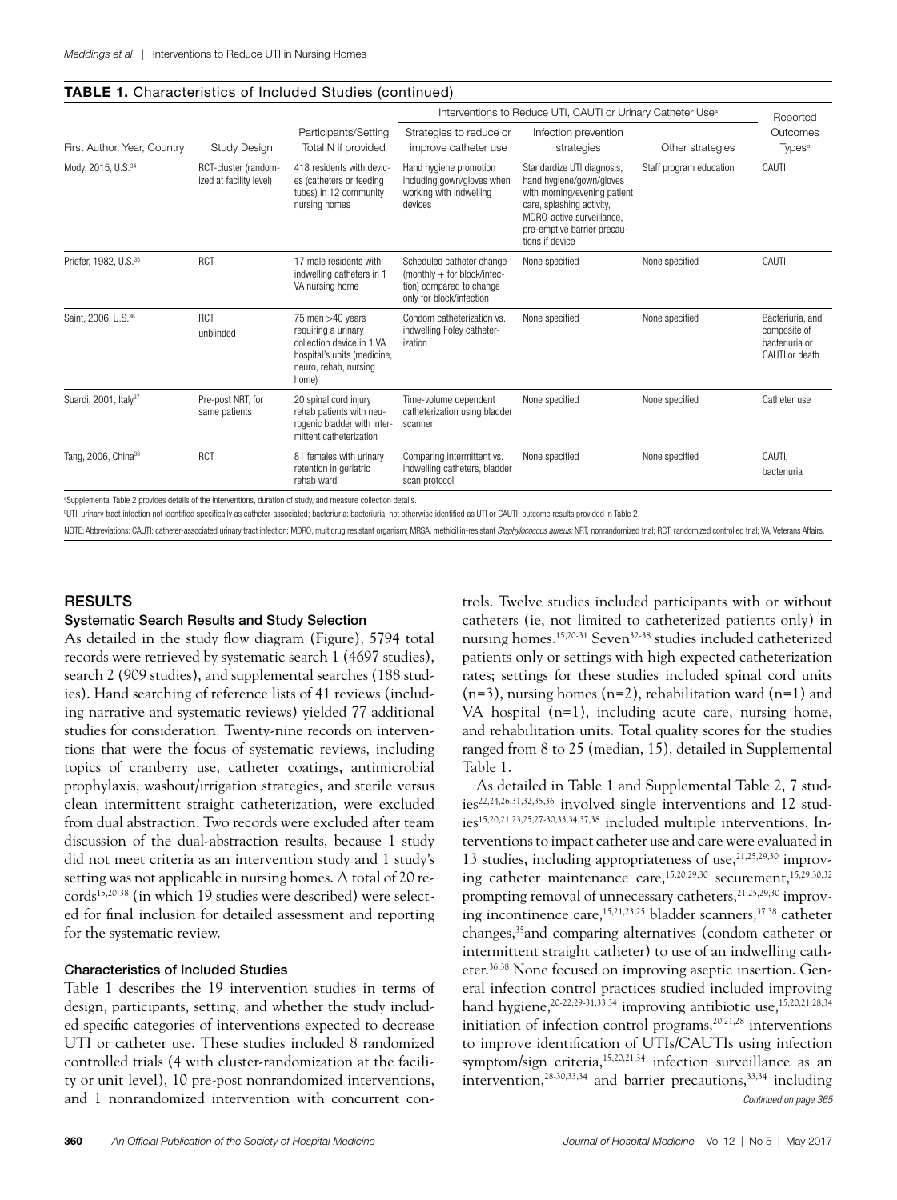**TABLE 1.** Characteristics of Included Studies (continued)

| First Author, Year, Country | Study Design | Participants/Setting Total N if provided | Interventions to Reduce UTI, CAUTI or Urinary Catheter Use[a] | | | Reported Outcomes Types[b] |
|---|---|---|---|---|---|---|
| | | | Strategies to reduce or improve catheter use | Infection prevention strategies | Other strategies | |
| Mody, 2015, U.S.[34] | RCT-cluster (randomized at facility level) | 418 residents with devices (catheters or feeding tubes) in 12 community nursing homes | Hand hygiene promotion including gown/gloves when working with indwelling devices | Standardize UTI diagnosis, hand hygiene/gown/gloves with morning/evening patient care, splashing activity, MDRO-active surveillance, pre-emptive barrier precautions if device | Staff program education | CAUTI |
| Priefer, 1982, U.S.[35] | RCT | 17 male residents with indwelling catheters in 1 VA nursing home | Scheduled catheter change (monthly + for block/infection) compared to change only for block/infection | None specified | None specified | CAUTI |
| Saint, 2006, U.S.[36] | RCT unblinded | 75 men >40 years requiring a urinary collection device in 1 VA hospital's units (medicine, neuro, rehab, nursing home) | Condom catheter vs. indwelling Foley catheterization | None specified | None specified | Bacteriuria, and composite of bacteriuria or CAUTI or death |
| Suardi, 2001, Italy[37] | Pre-post NRT, for same patients | 20 spinal cord injury rehab patients with neurogenic bladder with intermittent catheterization | Time-volume dependent catheterization using bladder scanner | None specified | None specified | Catheter use |
| Tang, 2006, China[38] | RCT | 81 females with urinary retention in geriatric rehab ward | Comparing intermittent vs. indwelling catheters, bladder scan protocol | None specified | None specified | CAUTI, bacteriuria |

[a]Supplemental Table 2 provides details of the interventions, duration of study, and measure collection details.

[b]UTI: urinary tract infection not identified specifically as catheter-associated; bacteriuria: bacteriuria, not otherwise identified as UTI or CAUTI; outcome results provided in Table 2.

NOTE: Abbreviations: CAUTI: catheter-associated urinary tract infection; MDRO, multidrug resistant organism; MRSA, methicillin-resistant *Staphylococcus aureus;* NRT, nonrandomized trial; RCT, randomized controlled trial; VA, Veterans Affairs.

## RESULTS

### Systematic Search Results and Study Selection

As detailed in the study flow diagram (Figure), 5794 total records were retrieved by systematic search 1 (4697 studies), search 2 (909 studies), and supplemental searches (188 studies). Hand searching of reference lists of 41 reviews (including narrative and systematic reviews) yielded 77 additional studies for consideration. Twenty-nine records on interventions that were the focus of systematic reviews, including topics of cranberry use, catheter coatings, antimicrobial prophylaxis, washout/irrigation strategies, and sterile versus clean intermittent straight catheterization, were excluded from dual abstraction. Two records were excluded after team discussion of the dual-abstraction results, because 1 study did not meet criteria as an intervention study and 1 study's setting was not applicable in nursing homes. A total of 20 records[15,20-38] (in which 19 studies were described) were selected for final inclusion for detailed assessment and reporting for the systematic review.

### Characteristics of Included Studies

Table 1 describes the 19 intervention studies in terms of design, participants, setting, and whether the study included specific categories of interventions expected to decrease UTI or catheter use. These studies included 8 randomized controlled trials (4 with cluster-randomization at the facility or unit level), 10 pre-post nonrandomized interventions, and 1 nonrandomized intervention with concurrent controls. Twelve studies included participants with or without catheters (ie, not limited to catheterized patients only) in nursing homes.[15,20-31] Seven[32-38] studies included catheterized patients only or settings with high expected catheterization rates; settings for these studies included spinal cord units (n=3), nursing homes (n=2), rehabilitation ward (n=1) and VA hospital (n=1), including acute care, nursing home, and rehabilitation units. Total quality scores for the studies ranged from 8 to 25 (median, 15), detailed in Supplemental Table 1.

As detailed in Table 1 and Supplemental Table 2, 7 studies[22,24,26,31,32,35,36] involved single interventions and 12 studies[15,20,21,23,25,27-30,33,34,37,38] included multiple interventions. Interventions to impact catheter use and care were evaluated in 13 studies, including appropriateness of use,[21,25,29,30] improving catheter maintenance care,[15,20,29,30] securement,[15,29,30,32] prompting removal of unnecessary catheters,[21,25,29,30] improving incontinence care,[15,21,23,25] bladder scanners,[37,38] catheter changes,[35] and comparing alternatives (condom catheter or intermittent straight catheter) to use of an indwelling catheter.[36,38] None focused on improving aseptic insertion. General infection control practices studied included improving hand hygiene,[20-22,29-31,33,34] improving antibiotic use,[15,20,21,28,34] initiation of infection control programs,[20,21,28] interventions to improve identification of UTIs/CAUTIs using infection symptom/sign criteria,[15,20,21,34] infection surveillance as an intervention,[28-30,33,34] and barrier precautions,[33,34] including

*Continued on page 365*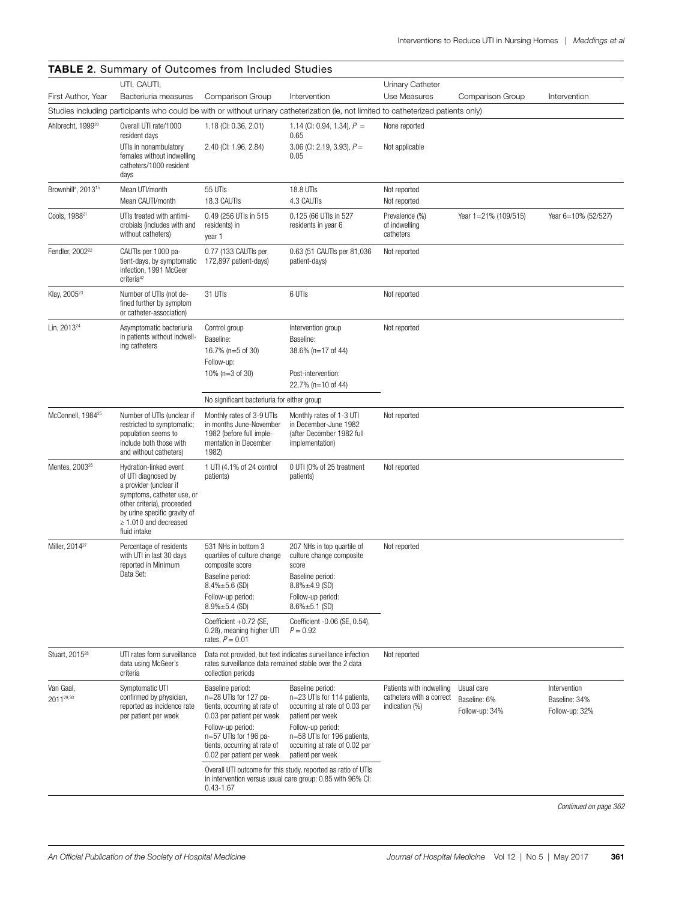**TABLE 2.** Summary of Outcomes from Included Studies

| First Author, Year | UTI, CAUTI, Bacteriuria measures | Comparison Group | Intervention | Urinary Catheter Use Measures | Comparison Group | Intervention |
|---|---|---|---|---|---|---|
| Studies including participants who could be with or without urinary catheterization (ie, not limited to catheterized patients only) | | | | | | |
| Ahlbrecht, 1999[20] | Overall UTI rate/1000 resident days | 1.18 (CI: 0.36, 2.01) | 1.14 (CI: 0.94, 1.34), $P$ = 0.65 | None reported | | |
| | UTIs in nonambulatory females without indwelling catheters/1000 resident days | 2.40 (CI: 1.96, 2.84) | 3.06 (CI: 2.19, 3.93), $P$ = 0.05 | Not applicable | | |
| Brownhill[a], 2013[15] | Mean UTI/month | 55 UTIs | 18.8 UTIs | Not reported | | |
| | Mean CAUTI/month | 18.3 CAUTIs | 4.3 CAUTIs | Not reported | | |
| Cools, 1988[21] | UTIs treated with antimicrobials (includes with and without catheters) | 0.49 (256 UTIs in 515 residents) in year 1 | 0.125 (66 UTIs in 527 residents in year 6 | Prevalence (%) of indwelling catheters | Year 1=21% (109/515) | Year 6=10% (52/527) |
| Fendler, 2002[22] | CAUTIs per 1000 patient-days, by symptomatic infection, 1991 McGeer criteria[42] | 0.77 (133 CAUTIs per 172,897 patient-days) | 0.63 (51 CAUTIs per 81,036 patient-days) | Not reported | | |
| Klay, 2005[23] | Number of UTIs (not defined further by symptom or catheter-association) | 31 UTIs | 6 UTIs | Not reported | | |
| Lin, 2013[24] | Asymptomatic bacteriuria in patients without indwelling catheters | Control group<br>Baseline:<br>16.7% (n=5 of 30)<br>Follow-up:<br>10% (n=3 of 30) | Intervention group<br>Baseline:<br>38.6% (n=17 of 44)<br>Post-intervention:<br>22.7% (n=10 of 44) | Not reported | | |
| | | No significant bacteriuria for either group | | | | |
| McConnell, 1984[25] | Number of UTIs (unclear if restricted to symptomatic; population seems to include both those with and without catheters) | Monthly rates of 3-9 UTIs in months June-November 1982 (before full implementation in December 1982) | Monthly rates of 1-3 UTI in December-June 1982 (after December 1982 full implementation) | Not reported | | |
| Mentes, 2003[26] | Hydration-linked event of UTI diagnosed by a provider (unclear if symptoms, catheter use, or other criteria), proceeded by urine specific gravity of ≥ 1.010 and decreased fluid intake | 1 UTI (4.1% of 24 control patients) | 0 UTI (0% of 25 treatment patients) | Not reported | | |
| Miller, 2014[27] | Percentage of residents with UTI in last 30 days reported in Minimum Data Set: | 531 NHs in bottom 3 quartiles of culture change composite score<br>Baseline period:<br>8.4%±5.6 (SD)<br>Follow-up period:<br>8.9%±5.4 (SD) | 207 NHs in top quartile of culture change composite score<br>Baseline period:<br>8.8%±4.9 (SD)<br>Follow-up period:<br>8.6%±5.1 (SD) | Not reported | | |
| | | Coefficient +0.72 (SE, 0.28), meaning higher UTI rates, $P$ = 0.01 | Coefficient -0.06 (SE, 0.54), $P$ = 0.92 | | | |
| Stuart, 2015[28] | UTI rates form surveillance data using McGeer's criteria | Data not provided, but text indicates surveillance infection rates surveillance data remained stable over the 2 data collection periods | | Not reported | | |
| Van Gaal, 2011[29,30] | Symptomatic UTI confirmed by physician, reported as incidence rate per patient per week | Baseline period:<br>n=28 UTIs for 127 patients, occurring at rate of 0.03 per patient per week<br>Follow-up period:<br>n=57 UTIs for 196 patients, occurring at rate of 0.02 per patient per week | Baseline period:<br>n=23 UTIs for 114 patients, occurring at rate of 0.03 per patient per week<br>Follow-up period:<br>n=58 UTIs for 196 patients, occurring at rate of 0.02 per patient per week | Patients with indwelling catheters with a correct indication (%) | Usual care<br>Baseline: 6%<br>Follow-up: 34% | Intervention<br>Baseline: 34%<br>Follow-up: 32% |
| | | Overall UTI outcome for this study, reported as ratio of UTIs in intervention versus usual care group: 0.85 with 96% CI: 0.43-1.67 | | | | |

*Continued on page 362*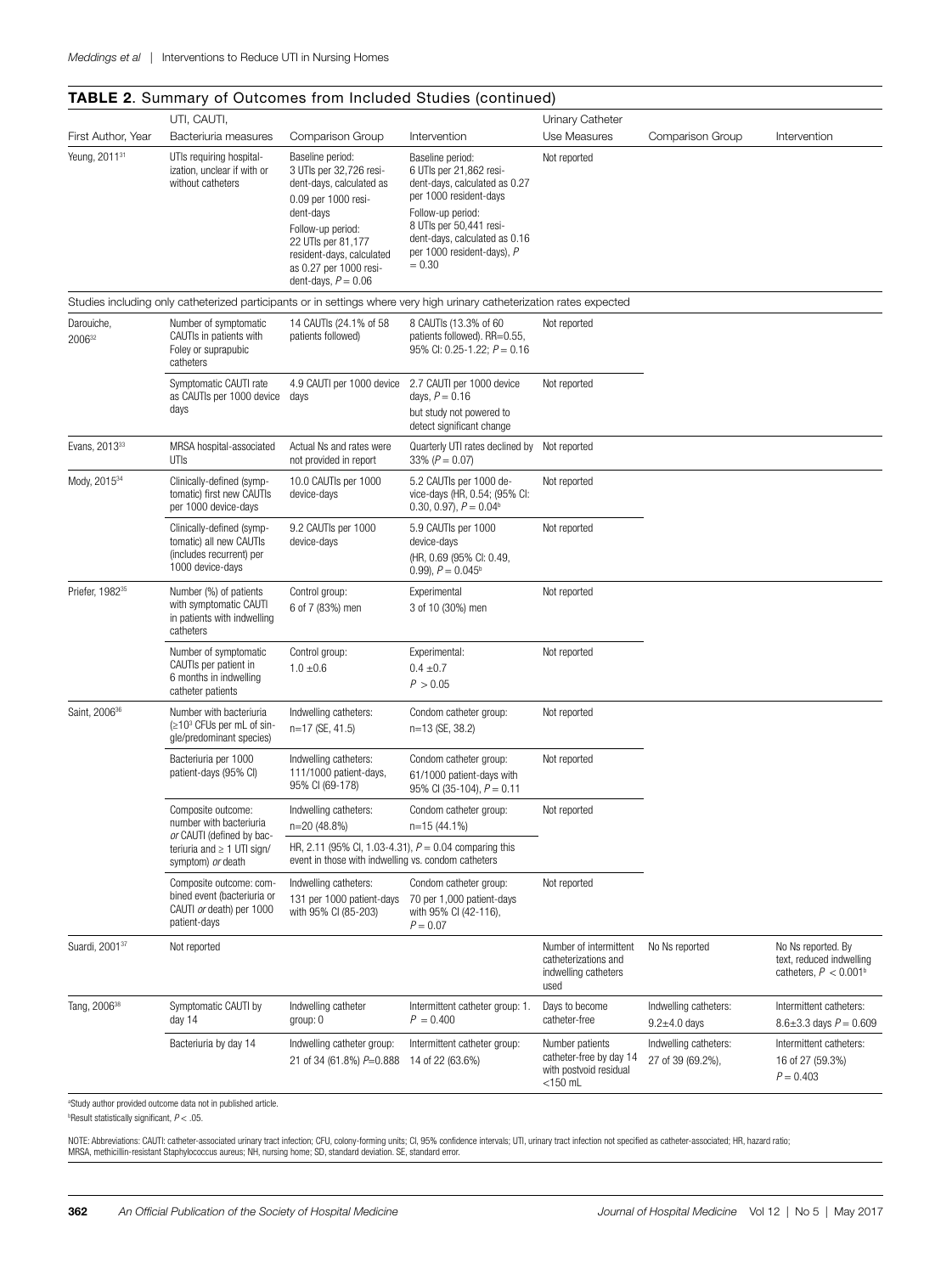**TABLE 2.** Summary of Outcomes from Included Studies (continued)

| First Author, Year | UTI, CAUTI, Bacteriuria measures | Comparison Group | Intervention | Urinary Catheter Use Measures | Comparison Group | Intervention |
|---|---|---|---|---|---|---|
| Yeung, 2011[31] | UTIs requiring hospitalization, unclear if with or without catheters | Baseline period: 3 UTIs per 32,726 resident-days, calculated as 0.09 per 1000 resident-days Follow-up period: 22 UTIs per 81,177 resident-days, calculated as 0.27 per 1000 resident-days, $P = 0.06$ | Baseline period: 6 UTIs per 21,862 resident-days, calculated as 0.27 per 1000 resident-days Follow-up period: 8 UTIs per 50,441 resident-days, calculated as 0.16 per 1000 resident-days), $P = 0.30$ | Not reported | | |
| Studies including only catheterized participants or in settings where very high urinary catheterization rates expected | | | | | | |
| Darouiche, 2006[32] | Number of symptomatic CAUTIs in patients with Foley or suprapubic catheters | 14 CAUTIs (24.1% of 58 patients followed) | 8 CAUTIs (13.3% of 60 patients followed). RR=0.55, 95% CI: 0.25-1.22; $P = 0.16$ | Not reported | | |
| | Symptomatic CAUTI rate as CAUTIs per 1000 device days | 4.9 CAUTI per 1000 device days | 2.7 CAUTI per 1000 device days, $P = 0.16$ but study not powered to detect significant change | Not reported | | |
| Evans, 2013[33] | MRSA hospital-associated UTIs | Actual Ns and rates were not provided in report | Quarterly UTI rates declined by 33% ($P = 0.07$) | Not reported | | |
| Mody, 2015[34] | Clinically-defined (symptomatic) first new CAUTIs per 1000 device-days | 10.0 CAUTIs per 1000 device-days | 5.2 CAUTIs per 1000 device-days (HR, 0.54; (95% CI: 0.30, 0.97), $P = 0.04$[b] | Not reported | | |
| | Clinically-defined (symptomatic) all new CAUTIs (includes recurrent) per 1000 device-days | 9.2 CAUTIs per 1000 device-days | 5.9 CAUTIs per 1000 device-days (HR, 0.69 (95% CI: 0.49, 0.99), $P = 0.045$[b] | Not reported | | |
| Priefer, 1982[35] | Number (%) of patients with symptomatic CAUTI in patients with indwelling catheters | Control group: 6 of 7 (83%) men | Experimental 3 of 10 (30%) men | Not reported | | |
| | Number of symptomatic CAUTIs per patient in 6 months in indwelling catheter patients | Control group: 1.0 ±0.6 | Experimental: 0.4 ±0.7 $P > 0.05$ | Not reported | | |
| Saint, 2006[36] | Number with bacteriuria (≥10[3] CFUs per mL of single/predominant species) | Indwelling catheters: n=17 (SE, 41.5) | Condom catheter group: n=13 (SE, 38.2) | Not reported | | |
| | Bacteriuria per 1000 patient-days (95% CI) | Indwelling catheters: 111/1000 patient-days, 95% CI (69-178) | Condom catheter group: 61/1000 patient-days with 95% CI (35-104), $P = 0.11$ | Not reported | | |
| | Composite outcome: number with bacteriuria *or* CAUTI (defined by bacteriuria and ≥ 1 UTI sign/symptom) *or* death | Indwelling catheters: n=20 (48.8%) HR, 2.11 (95% CI, 1.03-4.31), $P = 0.04$ comparing this event in those with indwelling vs. condom catheters | Condom catheter group: n=15 (44.1%) | Not reported | | |
| | Composite outcome: combined event (bacteriuria or CAUTI *or* death) per 1000 patient-days | Indwelling catheters: 131 per 1000 patient-days with 95% CI (85-203) | Condom catheter group: 70 per 1,000 patient-days with 95% CI (42-116), $P = 0.07$ | Not reported | | |
| Suardi, 2001[37] | Not reported | | | Number of intermittent catheterizations and indwelling catheters used | No Ns reported | No Ns reported. By text, reduced indwelling catheters, $P < 0.001$[b] |
| Tang, 2006[38] | Symptomatic CAUTI by day 14 | Indwelling catheter group: 0 | Intermittent catheter group: 1. $P = 0.400$ | Days to become catheter-free | Indwelling catheters: 9.2±4.0 days | Intermittent catheters: 8.6±3.3 days $P = 0.609$ |
| | Bacteriuria by day 14 | Indwelling catheter group: 21 of 34 (61.8%) $P$=0.888 | Intermittent catheter group: 14 of 22 (63.6%) | Number patients catheter-free by day 14 with postvoid residual <150 mL | Indwelling catheters: 27 of 39 (69.2%), | Intermittent catheters: 16 of 27 (59.3%) $P = 0.403$ |

[a]Study author provided outcome data not in published article.

[b]Result statistically significant, $P < .05$.

NOTE: Abbreviations: CAUTI: catheter-associated urinary tract infection; CFU, colony-forming units; CI, 95% confidence intervals; UTI, urinary tract infection not specified as catheter-associated; HR, hazard ratio; MRSA, methicillin-resistant Staphylococcus aureus; NH, nursing home; SD, standard deviation. SE, standard error.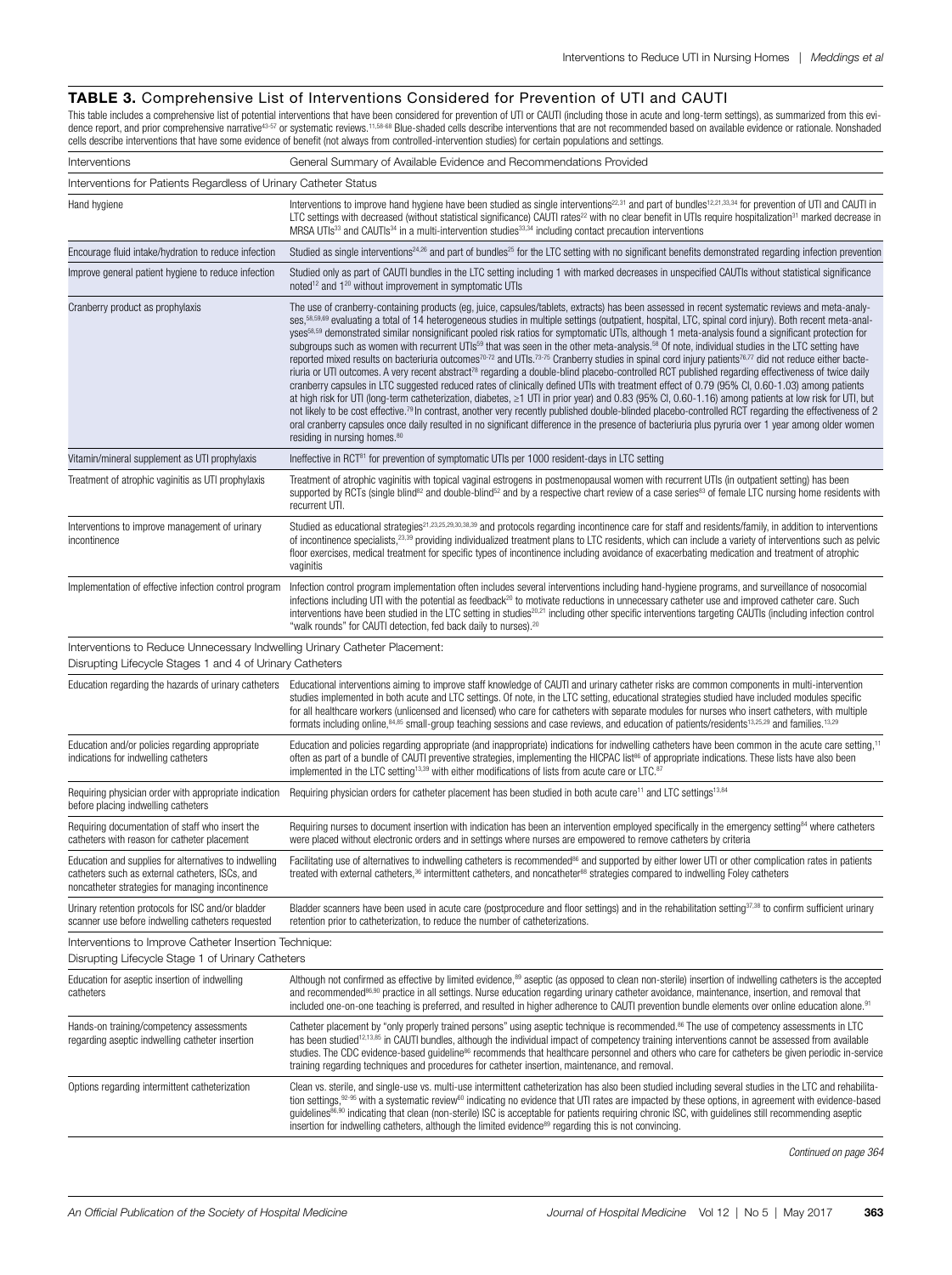## TABLE 3. Comprehensive List of Interventions Considered for Prevention of UTI and CAUTI

This table includes a comprehensive list of potential interventions that have been considered for prevention of UTI or CAUTI (including those in acute and long-term settings), as summarized from this evidence report, and prior comprehensive narrative[43-57] or systematic reviews.[11,58-68] Blue-shaded cells describe interventions that are not recommended based on available evidence or rationale. Nonshaded cells describe interventions that have some evidence of benefit (not always from controlled-intervention studies) for certain populations and settings.

| Interventions | General Summary of Available Evidence and Recommendations Provided |
|---|---|
| **Interventions for Patients Regardless of Urinary Catheter Status** | |
| Hand hygiene | Interventions to improve hand hygiene have been studied as single interventions[22,31] and part of bundles[12,21,33,34] for prevention of UTI and CAUTI in LTC settings with decreased (without statistical significance) CAUTI rates[22] with no clear benefit in UTIs require hospitalization[31] marked decrease in MRSA UTIs[33] and CAUTIs[34] in a multi-intervention studies[33,34] including contact precaution interventions |
| Encourage fluid intake/hydration to reduce infection | Studied as single interventions[24,26] and part of bundles[25] for the LTC setting with no significant benefits demonstrated regarding infection prevention |
| Improve general patient hygiene to reduce infection | Studied only as part of CAUTI bundles in the LTC setting including 1 with marked decreases in unspecified CAUTIs without statistical significance noted[12] and 1[20] without improvement in symptomatic UTIs |
| Cranberry product as prophylaxis | The use of cranberry-containing products (eg, juice, capsules/tablets, extracts) has been assessed in recent systematic reviews and meta-analyses,[58,59,69] evaluating a total of 14 heterogeneous studies in multiple settings (outpatient, hospital, LTC, spinal cord injury). Both recent meta-analyses[58,59] demonstrated similar nonsignificant pooled risk ratios for symptomatic UTIs, although 1 meta-analysis found a significant protection for subgroups such as women with recurrent UTIs[59] that was seen in the other meta-analysis.[58] Of note, individual studies in the LTC setting have reported mixed results on bacteriuria outcomes[70-72] and UTIs.[73-75] Cranberry studies in spinal cord injury patients[76,77] did not reduce either bacteriuria or UTI outcomes. A very recent abstract[78] regarding a double-blind placebo-controlled RCT published regarding effectiveness of twice daily cranberry capsules in LTC suggested reduced rates of clinically defined UTIs with treatment effect of 0.79 (95% CI, 0.60-1.03) among patients at high risk for UTI (long-term catheterization, diabetes, ≥1 UTI in prior year) and 0.83 (95% CI, 0.60-1.16) among patients at low risk for UTI, but not likely to be cost effective.[79] In contrast, another very recently published double-blinded placebo-controlled RCT regarding the effectiveness of 2 oral cranberry capsules once daily resulted in no significant difference in the presence of bacteriuria plus pyuria over 1 year among older women residing in nursing homes.[80] |
| Vitamin/mineral supplement as UTI prophylaxis | Ineffective in RCT[81] for prevention of symptomatic UTIs per 1000 resident-days in LTC setting |
| Treatment of atrophic vaginitis as UTI prophylaxis | Treatment of atrophic vaginitis with topical vaginal estrogens in postmenopausal women with recurrent UTIs (in outpatient setting) has been supported by RCTs (single blind[82] and double-blind[52] and by a respective chart review of a case series[83] of female LTC nursing home residents with recurrent UTI. |
| Interventions to improve management of urinary incontinence | Studied as educational strategies[21,23,25,29,30,38,39] and protocols regarding incontinence care for staff and residents/family, in addition to interventions of incontinence specialists,[23,39] providing individualized treatment plans to LTC residents, which can include a variety of interventions such as pelvic floor exercises, medical treatment for specific types of incontinence including avoidance of exacerbating medication and treatment of atrophic vaginitis |
| Implementation of effective infection control program | Infection control program implementation often includes several interventions including hand-hygiene programs, and surveillance of nosocomial infections including UTI with the potential as feedback[20] to motivate reductions in unnecessary catheter use and improved catheter care. Such interventions have been studied in the LTC setting in studies[20,21] including other specific interventions targeting CAUTIs (including infection control "walk rounds" for CAUTI detection, fed back daily to nurses).[20] |
| **Interventions to Reduce Unnecessary Indwelling Urinary Catheter Placement: Disrupting Lifecycle Stages 1 and 4 of Urinary Catheters** | |
| Education regarding the hazards of urinary catheters | Educational interventions aiming to improve staff knowledge of CAUTI and urinary catheter risks are common components in multi-intervention studies implemented in both acute and LTC settings. Of note, in the LTC setting, educational strategies studied have included modules specific for all healthcare workers (unlicensed and licensed) who care for catheters with separate modules for nurses who insert catheters, with multiple formats including online,[84,85] small-group teaching sessions and case reviews, and education of patients/residents[13,25,29] and families.[13,29] |
| Education and/or policies regarding appropriate indications for indwelling catheters | Education and policies regarding appropriate (and inappropriate) indications for indwelling catheters have been common in the acute care setting,[11] often as part of a bundle of CAUTI preventive strategies, implementing the HICPAC list[86] of appropriate indications. These lists have also been implemented in the LTC setting[13,39] with either modifications of lists from acute care or LTC.[87] |
| Requiring physician order with appropriate indication before placing indwelling catheters | Requiring physician orders for catheter placement has been studied in both acute care[11] and LTC settings[13,84] |
| Requiring documentation of staff who insert the catheters with reason for catheter placement | Requiring nurses to document insertion with indication has been an intervention employed specifically in the emergency setting[84] where catheters were placed without electronic orders and in settings where nurses are empowered to remove catheters by criteria |
| Education and supplies for alternatives to indwelling catheters such as external catheters, ISCs, and noncatheter strategies for managing incontinence | Facilitating use of alternatives to indwelling catheters is recommended[86] and supported by either lower UTI or other complication rates in patients treated with external catheters,[36] intermittent catheters, and noncatheter[88] strategies compared to indwelling Foley catheters |
| Urinary retention protocols for ISC and/or bladder scanner use before indwelling catheters requested | Bladder scanners have been used in acute care (postprocedure and floor settings) and in the rehabilitation setting[37,38] to confirm sufficient urinary retention prior to catheterization, to reduce the number of catheterizations. |
| **Interventions to Improve Catheter Insertion Technique: Disrupting Lifecycle Stage 1 of Urinary Catheters** | |
| Education for aseptic insertion of indwelling catheters | Although not confirmed as effective by limited evidence,[89] aseptic (as opposed to clean non-sterile) insertion of indwelling catheters is the accepted and recommended[86,90] practice in all settings. Nurse education regarding urinary catheter avoidance, maintenance, insertion, and removal that included one-on-one teaching is preferred, and resulted in higher adherence to CAUTI prevention bundle elements over online education alone.[91] |
| Hands-on training/competency assessments regarding aseptic indwelling catheter insertion | Catheter placement by "only properly trained persons" using aseptic technique is recommended.[86] The use of competency assessments in LTC has been studied[12,13,85] in CAUTI bundles, although the individual impact of competency training interventions cannot be assessed from available studies. The CDC evidence-based guideline[86] recommends that healthcare personnel and others who care for catheters be given periodic in-service training regarding techniques and procedures for catheter insertion, maintenance, and removal. |
| Options regarding intermittent catheterization | Clean vs. sterile, and single-use vs. multi-use intermittent catheterization has also been studied including several studies in the LTC and rehabilitation settings,[92-95] with a systematic review[60] indicating no evidence that UTI rates are impacted by these options, in agreement with evidence-based guidelines[86,90] indicating that clean (non-sterile) ISC is acceptable for patients requiring chronic ISC, with guidelines still recommending aseptic insertion for indwelling catheters, although the limited evidence[89] regarding this is not convincing. |

*Continued on page 364*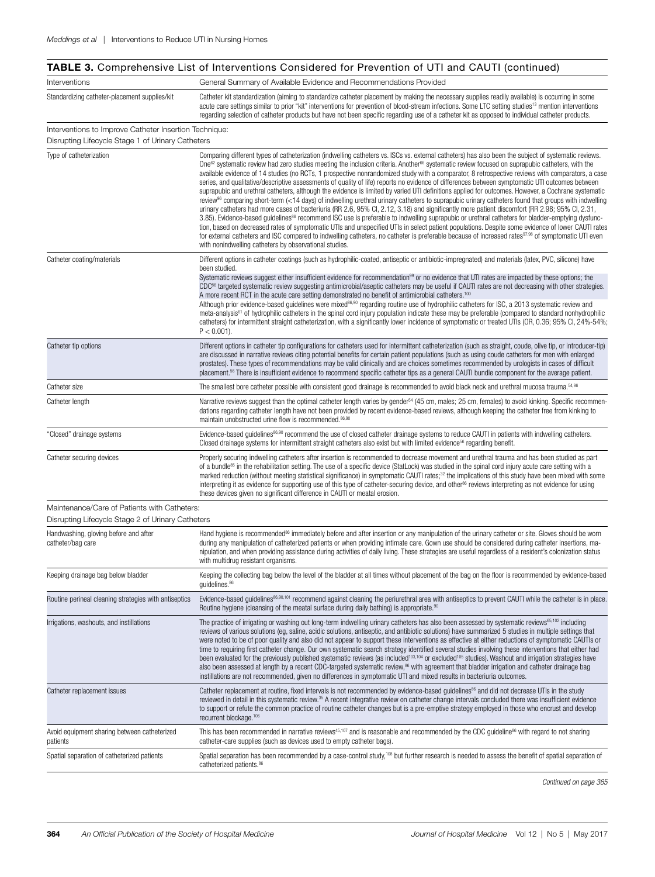**TABLE 3.** Comprehensive List of Interventions Considered for Prevention of UTI and CAUTI (continued)

| Interventions | General Summary of Available Evidence and Recommendations Provided |
|---|---|
| Standardizing catheter-placement supplies/kit | Catheter kit standardization (aiming to standardize catheter placement by making the necessary supplies readily available) is occurring in some acute care settings similar to prior "kit" interventions for prevention of blood-stream infections. Some LTC setting studies[13] mention interventions regarding selection of catheter products but have not been specific regarding use of a catheter kit as opposed to individual catheter products. |
| Interventions to Improve Catheter Insertion Technique: Disrupting Lifecycle Stage 1 of Urinary Catheters | |
| Type of catheterization | Comparing different types of catheterization (indwelling catheters vs. ISCs vs. external catheters) has also been the subject of systematic reviews. One[62] systematic review had zero studies meeting the inclusion criteria. Another[66] systematic review focused on suprapubic catheters, with the available evidence of 14 studies (no RCTs, 1 prospective nonrandomized study with a comparator, 8 retrospective reviews with comparators, a case series, and qualitative/descriptive assessments of quality of life) reports no evidence of differences between symptomatic UTI outcomes between suprapubic and urethral catheters, although the evidence is limited by varied UTI definitions applied for outcomes. However, a Cochrane systematic review[96] comparing short-term (<14 days) of indwelling urethral urinary catheters to suprapubic urinary catheters found that groups with indwelling urinary catheters had more cases of bacteriuria (RR 2.6, 95% CI, 2.12, 3.18) and significantly more patient discomfort (RR 2.98; 95% CI, 2.31, 3.85). Evidence-based guidelines[86] recommend ISC use is preferable to indwelling suprapubic or urethral catheters for bladder-emptying dysfunction, based on decreased rates of symptomatic UTIs and unspecified UTIs in select patient populations. Despite some evidence of lower CAUTI rates for external catheters and ISC compared to indwelling catheters, no catheter is preferable because of increased rates[97,98] of symptomatic UTI even with nonindwelling catheters by observational studies. |
| Catheter coating/materials | Different options in catheter coatings (such as hydrophilic-coated, antiseptic or antibiotic-impregnated) and materials (latex, PVC, silicone) have been studied.<br>Systematic reviews suggest either insufficient evidence for recommendation[99] or no evidence that UTI rates are impacted by these options; the CDC[86] targeted systematic review suggesting antimicrobial/aseptic catheters may be useful if CAUTI rates are not decreasing with other strategies. A more recent RCT in the acute care setting demonstrated no benefit of antimicrobial catheters.[100]<br>Although prior evidence-based guidelines were mixed[86,90] regarding routine use of hydrophilic catheters for ISC, a 2013 systematic review and meta-analysis[61] of hydrophilic catheters in the spinal cord injury population indicate these may be preferable (compared to standard nonhydrophilic catheters) for intermittent straight catheterization, with a significantly lower incidence of symptomatic or treated UTIs (OR, 0.36; 95% CI, 24%-54%; $P < 0.001$). |
| Catheter tip options | Different options in catheter tip configurations for catheters used for intermittent catheterization (such as straight, coude, olive tip, or introducer-tip) are discussed in narrative reviews citing potential benefits for certain patient populations (such as using coude catheters for men with enlarged prostates). These types of recommendations may be valid clinically and are choices sometimes recommended by urologists in cases of difficult placement.[56] There is insufficient evidence to recommend specific catheter tips as a general CAUTI bundle component for the average patient. |
| Catheter size | The smallest bore catheter possible with consistent good drainage is recommended to avoid black neck and urethral mucosa trauma.[54,86] |
| Catheter length | Narrative reviews suggest than the optimal catheter length varies by gender[54] (45 cm, males; 25 cm, females) to avoid kinking. Specific recommendations regarding catheter length have not been provided by recent evidence-based reviews, although keeping the catheter free from kinking to maintain unobstructed urine flow is recommended.[86,90] |
| "Closed" drainage systems | Evidence-based guidelines[86,90] recommend the use of closed catheter drainage systems to reduce CAUTI in patients with indwelling catheters. Closed drainage systems for intermittent straight catheters also exist but with limited evidence[56] regarding benefit. |
| Catheter securing devices | Properly securing indwelling catheters after insertion is recommended to decrease movement and urethral trauma and has been studied as part of a bundle[85] in the rehabilitation setting. The use of a specific device (StatLock) was studied in the spinal cord injury acute care setting with a marked reduction (without meeting statistical significance) in symptomatic CAUTI rates;[32] the implications of this study have been mixed with some interpreting it as evidence for supporting use of this type of catheter-securing device, and other[86] reviews interpreting as not evidence for using these devices given no significant difference in CAUTI or meatal erosion. |
| Maintenance/Care of Patients with Catheters: Disrupting Lifecycle Stage 2 of Urinary Catheters | |
| Handwashing, gloving before and after catheter/bag care | Hand hygiene is recommended[86] immediately before and after insertion or any manipulation of the urinary catheter or site. Gloves should be worn during any manipulation of catheterized patients or when providing intimate care. Gown use should be considered during catheter insertions, manipulation, and when providing assistance during activities of daily living. These strategies are useful regardless of a resident's colonization status with multidrug resistant organisms. |
| Keeping drainage bag below bladder | Keeping the collecting bag below the level of the bladder at all times without placement of the bag on the floor is recommended by evidence-based guidelines.[86] |
| Routine perineal cleaning strategies with antiseptics | Evidence-based guidelines[86,90,101] recommend against cleaning the periurethral area with antiseptics to prevent CAUTI while the catheter is in place. Routine hygiene (cleansing of the meatal surface during daily bathing) is appropriate.[90] |
| Irrigations, washouts, and instillations | The practice of irrigating or washing out long-term indwelling urinary catheters has also been assessed by systematic reviews[65,102] including reviews of various solutions (eg, saline, acidic solutions, antiseptic, and antibiotic solutions) have summarized 5 studies in multiple settings that were noted to be of poor quality and also did not appear to support these interventions as effective at either reductions of symptomatic CAUTIs or time to requiring first catheter change. Our own systematic search strategy identified several studies involving these interventions that either had been evaluated for the previously published systematic reviews (as included[103,104] or excluded[105] studies). Washout and irrigation strategies have also been assessed at length by a recent CDC-targeted systematic review,[86] with agreement that bladder irrigation and catheter drainage bag instillations are not recommended, given no differences in symptomatic UTI and mixed results in bacteriuria outcomes. |
| Catheter replacement issues | Catheter replacement at routine, fixed intervals is not recommended by evidence-based guidelines[86] and did not decrease UTIs in the study reviewed in detail in this systematic review.[35] A recent integrative review on catheter change intervals concluded there was insufficient evidence to support or refute the common practice of routine catheter changes but is a pre-emptive strategy employed in those who encrust and develop recurrent blockage.[106] |
| Avoid equipment sharing between catheterized patients | This has been recommended in narrative reviews[45,107] and is reasonable and recommended by the CDC guideline[86] with regard to not sharing catheter-care supplies (such as devices used to empty catheter bags). |
| Spatial separation of catheterized patients | Spatial separation has been recommended by a case-control study,[108] but further research is needed to assess the benefit of spatial separation of catheterized patients.[86] |

*Continued on page 365*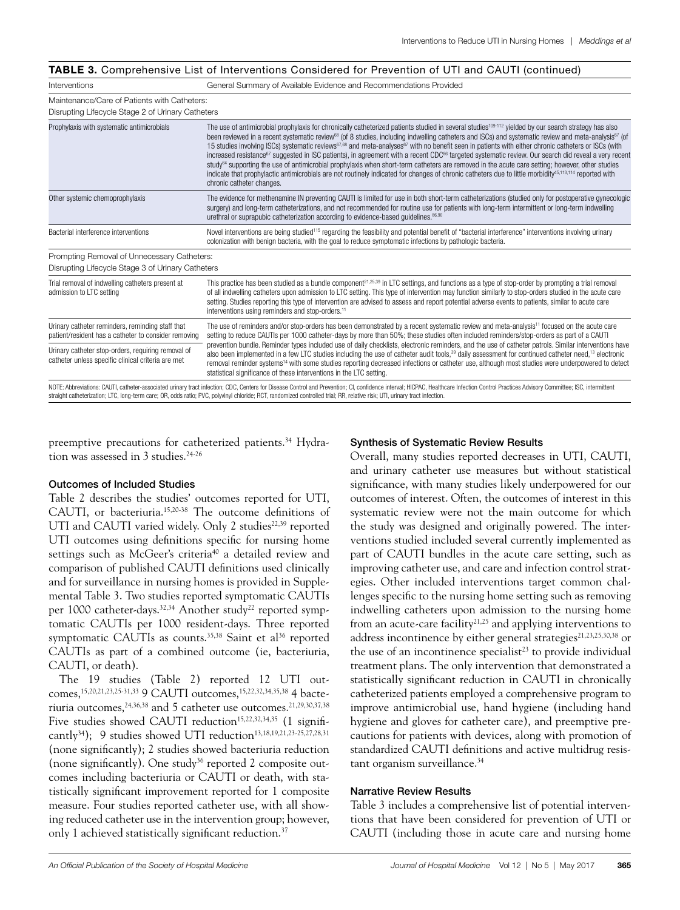**TABLE 3.** Comprehensive List of Interventions Considered for Prevention of UTI and CAUTI (continued)

| Interventions | General Summary of Available Evidence and Recommendations Provided |
|---|---|
| Maintenance/Care of Patients with Catheters: Disrupting Lifecycle Stage 2 of Urinary Catheters | |
| Prophylaxis with systematic antimicrobials | The use of antimicrobial prophylaxis for chronically catheterized patients studied in several studies[109-112] yielded by our search strategy has also been reviewed in a recent systematic review[68] (of 8 studies, including indwelling catheters and ISCs) and systematic review and meta-analysis[67] (of 15 studies involving ISCs) systematic reviews[67,68] and meta-analyses[67] with no benefit seen in patients with either chronic catheters or ISCs (with increased resistance[67] suggested in ISC patients), in agreement with a recent CDC[86] targeted systematic review. Our search did reveal a very recent study[84] supporting the use of antimicrobial prophylaxis when short-term catheters are removed in the acute care setting; however, other studies indicate that prophylactic antimicrobials are not routinely indicated for changes of chronic catheters due to little morbidity[45,113,114] reported with chronic catheter changes. |
| Other systemic chemoprophylaxis | The evidence for methenamine IN preventing CAUTI is limited for use in both short-term catheterizations (studied only for postoperative gynecologic surgery) and long-term catheterizations, and not recommended for routine use for patients with long-term intermittent or long-term indwelling urethral or suprapubic catheterization according to evidence-based guidelines.[86,90] |
| Bacterial interference interventions | Novel interventions are being studied[115] regarding the feasibility and potential benefit of "bacterial interference" interventions involving urinary colonization with benign bacteria, with the goal to reduce symptomatic infections by pathologic bacteria. |
| Prompting Removal of Unnecessary Catheters: Disrupting Lifecycle Stage 3 of Urinary Catheters | |
| Trial removal of indwelling catheters present at admission to LTC setting | This practice has been studied as a bundle component[21,25,39] in LTC settings, and functions as a type of stop-order by prompting a trial removal of all indwelling catheters upon admission to LTC setting. This type of intervention may function similarly to stop-orders studied in the acute care setting. Studies reporting this type of intervention are advised to assess and report potential adverse events to patients, similar to acute care interventions using reminders and stop-orders.[11] |
| Urinary catheter reminders, reminding staff that patient/resident has a catheter to consider removing | The use of reminders and/or stop-orders has been demonstrated by a recent systematic review and meta-analysis[11] focused on the acute care setting to reduce CAUTIs per 1000 catheter-days by more than 50%; these studies often included reminders/stop-orders as part of a CAUTI prevention bundle. Reminder types included use of daily checklists, electronic reminders, and the use of catheter patrols. Similar interventions have also been implemented in a few LTC studies including the use of catheter audit tools,[39] daily assessment for continued catheter need,[13] electronic removal reminder systems[14] with some studies reporting decreased infections or catheter use, although most studies were underpowered to detect statistical significance of these interventions in the LTC setting. |
| Urinary catheter stop-orders, requiring removal of catheter unless specific clinical criteria are met | |

NOTE: Abbreviations: CAUTI, catheter-associated urinary tract infection; CDC, Centers for Disease Control and Prevention; CI, confidence interval; HICPAC, Healthcare Infection Control Practices Advisory Committee; ISC, intermittent straight catheterization; LTC, long-term care; OR, odds ratio; PVC, polyvinyl chloride; RCT, randomized controlled trial; RR, relative risk; UTI, urinary tract infection.

preemptive precautions for catheterized patients.[34] Hydration was assessed in 3 studies.[24-26]

### Outcomes of Included Studies

Table 2 describes the studies' outcomes reported for UTI, CAUTI, or bacteriuria.[15,20-38] The outcome definitions of UTI and CAUTI varied widely. Only 2 studies[22,39] reported UTI outcomes using definitions specific for nursing home settings such as McGeer's criteria[40] a detailed review and comparison of published CAUTI definitions used clinically and for surveillance in nursing homes is provided in Supplemental Table 3. Two studies reported symptomatic CAUTIs per 1000 catheter-days.[32,34] Another study[22] reported symptomatic CAUTIs per 1000 resident-days. Three reported symptomatic CAUTIs as counts.[35,38] Saint et al[36] reported CAUTIs as part of a combined outcome (ie, bacteriuria, CAUTI, or death).

The 19 studies (Table 2) reported 12 UTI outcomes,[15,20,21,23,25-31,33] 9 CAUTI outcomes,[15,22,32,34,35,38] 4 bacteriuria outcomes,[24,36,38] and 5 catheter use outcomes.[21,29,30,37,38] Five studies showed CAUTI reduction[15,22,32,34,35] (1 significantly[34]); 9 studies showed UTI reduction[13,18,19,21,23-25,27,28,31] (none significantly); 2 studies showed bacteriuria reduction (none significantly). One study[36] reported 2 composite outcomes including bacteriuria or CAUTI or death, with statistically significant improvement reported for 1 composite measure. Four studies reported catheter use, with all showing reduced catheter use in the intervention group; however, only 1 achieved statistically significant reduction.[37]

### Synthesis of Systematic Review Results

Overall, many studies reported decreases in UTI, CAUTI, and urinary catheter use measures but without statistical significance, with many studies likely underpowered for our outcomes of interest. Often, the outcomes of interest in this systematic review were not the main outcome for which the study was designed and originally powered. The interventions studied included several currently implemented as part of CAUTI bundles in the acute care setting, such as improving catheter use, and care and infection control strategies. Other included interventions target common challenges specific to the nursing home setting such as removing indwelling catheters upon admission to the nursing home from an acute-care facility[21,25] and applying interventions to address incontinence by either general strategies[21,23,25,30,38] or the use of an incontinence specialist[23] to provide individual treatment plans. The only intervention that demonstrated a statistically significant reduction in CAUTI in chronically catheterized patients employed a comprehensive program to improve antimicrobial use, hand hygiene (including hand hygiene and gloves for catheter care), and preemptive precautions for patients with devices, along with promotion of standardized CAUTI definitions and active multidrug resistant organism surveillance.[34]

### Narrative Review Results

Table 3 includes a comprehensive list of potential interventions that have been considered for prevention of UTI or CAUTI (including those in acute care and nursing home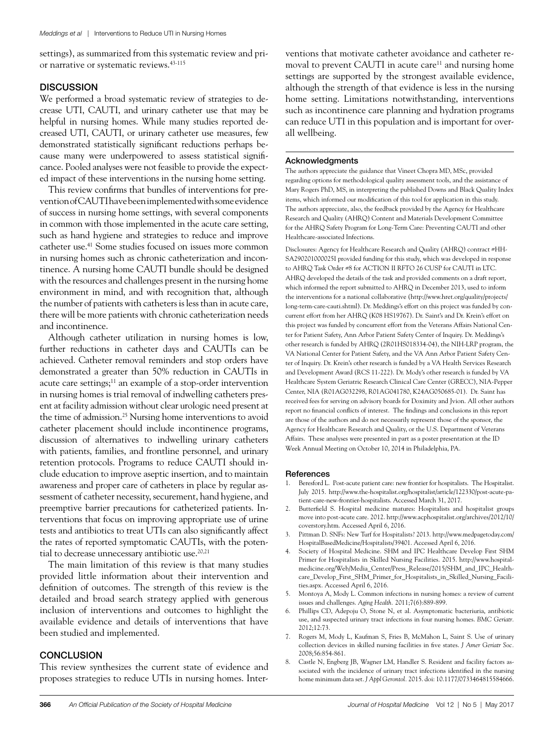settings), as summarized from this systematic review and prior narrative or systematic reviews.[43-115]

## DISCUSSION

We performed a broad systematic review of strategies to decrease UTI, CAUTI, and urinary catheter use that may be helpful in nursing homes. While many studies reported decreased UTI, CAUTI, or urinary catheter use measures, few demonstrated statistically significant reductions perhaps because many were underpowered to assess statistical significance. Pooled analyses were not feasible to provide the expected impact of these interventions in the nursing home setting.

This review confirms that bundles of interventions for prevention of CAUTI have been implemented with some evidence of success in nursing home settings, with several components in common with those implemented in the acute care setting, such as hand hygiene and strategies to reduce and improve catheter use.[41] Some studies focused on issues more common in nursing homes such as chronic catheterization and incontinence. A nursing home CAUTI bundle should be designed with the resources and challenges present in the nursing home environment in mind, and with recognition that, although the number of patients with catheters is less than in acute care, there will be more patients with chronic catheterization needs and incontinence.

Although catheter utilization in nursing homes is low, further reductions in catheter days and CAUTIs can be achieved. Catheter removal reminders and stop orders have demonstrated a greater than 50% reduction in CAUTIs in acute care settings;[11] an example of a stop-order intervention in nursing homes is trial removal of indwelling catheters present at facility admission without clear urologic need present at the time of admission.[25] Nursing home interventions to avoid catheter placement should include incontinence programs, discussion of alternatives to indwelling urinary catheters with patients, families, and frontline personnel, and urinary retention protocols. Programs to reduce CAUTI should include education to improve aseptic insertion, and to maintain awareness and proper care of catheters in place by regular assessment of catheter necessity, securement, hand hygiene, and preemptive barrier precautions for catheterized patients. Interventions that focus on improving appropriate use of urine tests and antibiotics to treat UTIs can also significantly affect the rates of reported symptomatic CAUTIs, with the potential to decrease unnecessary antibiotic use.[20,21]

The main limitation of this review is that many studies provided little information about their intervention and definition of outcomes. The strength of this review is the detailed and broad search strategy applied with generous inclusion of interventions and outcomes to highlight the available evidence and details of interventions that have been studied and implemented.

## CONCLUSION

This review synthesizes the current state of evidence and proposes strategies to reduce UTIs in nursing homes. Interventions that motivate catheter avoidance and catheter removal to prevent CAUTI in acute care[11] and nursing home settings are supported by the strongest available evidence, although the strength of that evidence is less in the nursing home setting. Limitations notwithstanding, interventions such as incontinence care planning and hydration programs can reduce UTI in this population and is important for overall wellbeing.

### Acknowledgments

The authors appreciate the guidance that Vineet Chopra MD, MSc, provided regarding options for methodological quality assessment tools, and the assistance of Mary Rogers PhD, MS, in interpreting the published Downs and Black Quality Index items, which informed our modification of this tool for application in this study. The authors appreciate, also, the feedback provided by the Agency for Healthcare Research and Quality (AHRQ) Content and Materials Development Committee for the AHRQ Safety Program for Long-Term Care: Preventing CAUTI and other Healthcare-associated Infections.

Disclosures: Agency for Healthcare Research and Quality (AHRQ) contract #HHSA290201000025I provided funding for this study, which was developed in response to AHRQ Task Order #8 for ACTION II RFTO 26 CUSP for CAUTI in LTC. AHRQ developed the details of the task and provided comments on a draft report, which informed the report submitted to AHRQ in December 2013, used to inform the interventions for a national collaborative (http://www.hret.org/quality/projects/long-term-care-cauti.shtml). Dr. Meddings's effort on this project was funded by concurrent effort from her AHRQ (K08 HS19767). Dr. Saint's and Dr. Krein's effort on this project was funded by concurrent effort from the Veterans Affairs National Center for Patient Safety, Ann Arbor Patient Safety Center of Inquiry. Dr. Meddings's other research is funded by AHRQ (2R01HS018334-04), the NIH-LRP program, the VA National Center for Patient Safety, and the VA Ann Arbor Patient Safety Center of Inquiry. Dr. Krein's other research is funded by a VA Health Services Research and Development Award (RCS 11-222). Dr. Mody's other research is funded by VA Healthcare System Geriatric Research Clinical Care Center (GRECC), NIA-Pepper Center, NIA (R01AG032298, R01AG041780, K24AG050685-01). Dr. Saint has received fees for serving on advisory boards for Doximity and Jvion. All other authors report no financial conflicts of interest. The findings and conclusions in this report are those of the authors and do not necessarily represent those of the sponsor, the Agency for Healthcare Research and Quality, or the U.S. Department of Veterans Affairs. These analyses were presented in part as a poster presentation at the ID Week Annual Meeting on October 10, 2014 in Philadelphia, PA.

### References

1. Beresford L. Post-acute patient care: new frontier for hospitalists. The Hospitalist. July 2015. http://www.the-hospitalist.org/hospitalist/article/122330/post-acute-patient-care-new-frontier-hospitalists. Accessed March 31, 2017.
2. Butterfield S. Hospital medicine matures: Hospitalists and hospitalist groups move into post-acute care. 2012. http://www.acphospitalist.org/archives/2012/10/coverstory.htm. Accessed April 6, 2016.
3. Pittman D. SNFs: New Turf for Hospitalists? 2013. http://www.medpagetoday.com/HospitalBasedMedicine/Hospitalists/39401. Accessed April 6, 2016.
4. Society of Hospital Medicine. SHM and IPC Healthcare Develop First SHM Primer for Hospitalists in Skilled Nursing Facilities. 2015. http://www.hospitalmedicine.org/Web/Media_Center/Press_Release/2015/SHM_and_IPC_Healthcare_Develop_First_SHM_Primer_for_Hospitalists_in_Skilled_Nursing_Facilities.aspx. Accessed April 6, 2016.
5. Montoya A, Mody L. Common infections in nursing homes: a review of current issues and challenges. *Aging Health.* 2011;7(6):889-899.
6. Phillips CD, Adepoju O, Stone N, et al. Asymptomatic bacteriuria, antibiotic use, and suspected urinary tract infections in four nursing homes. *BMC Geriatr.* 2012;12:73.
7. Rogers M, Mody L, Kaufman S, Fries B, McMahon L, Saint S. Use of urinary collection devices in skilled nursing facilities in five states. *J Amer Geriatr Soc*. 2008;56:854-861.
8. Castle N, Engberg JB, Wagner LM, Handler S. Resident and facility factors associated with the incidence of urinary tract infections identified in the nursing home minimum data set. *J Appl Gerontol.* 2015. doi: 10.1177/0733464815584666.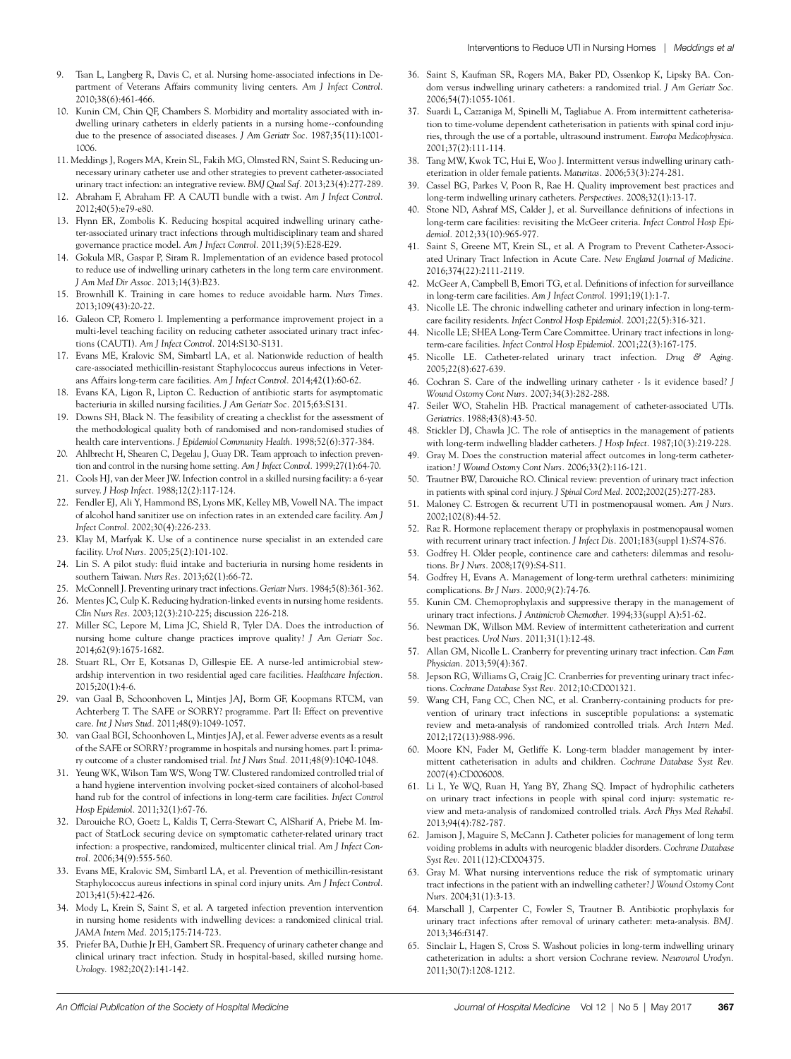9. Tsan L, Langberg R, Davis C, et al. Nursing home-associated infections in Department of Veterans Affairs community living centers. *Am J Infect Control.* 2010;38(6):461-466.
10. Kunin CM, Chin QF, Chambers S. Morbidity and mortality associated with indwelling urinary catheters in elderly patients in a nursing home--confounding due to the presence of associated diseases. *J Am Geriatr Soc.* 1987;35(11):1001-1006.
11. Meddings J, Rogers MA, Krein SL, Fakih MG, Olmsted RN, Saint S. Reducing unnecessary urinary catheter use and other strategies to prevent catheter-associated urinary tract infection: an integrative review. *BMJ Qual Saf.* 2013;23(4):277-289.
12. Abraham F, Abraham FP. A CAUTI bundle with a twist. *Am J Infect Control.* 2012;40(5):e79-e80.
13. Flynn ER, Zombolis K. Reducing hospital acquired indwelling urinary catheter-associated urinary tract infections through multidisciplinary team and shared governance practice model. *Am J Infect Control.* 2011;39(5):E28-E29.
14. Gokula MR, Gaspar P, Siram R. Implementation of an evidence based protocol to reduce use of indwelling urinary catheters in the long term care environment. *J Am Med Dir Assoc.* 2013;14(3):B23.
15. Brownhill K. Training in care homes to reduce avoidable harm. *Nurs Times.* 2013;109(43):20-22.
16. Galeon CP, Romero I. Implementing a performance improvement project in a multi-level teaching facility on reducing catheter associated urinary tract infections (CAUTI). *Am J Infect Control.* 2014:S130-S131.
17. Evans ME, Kralovic SM, Simbartl LA, et al. Nationwide reduction of health care-associated methicillin-resistant Staphylococcus aureus infections in Veterans Affairs long-term care facilities. *Am J Infect Control.* 2014;42(1):60-62.
18. Evans KA, Ligon R, Lipton C. Reduction of antibiotic starts for asymptomatic bacteriuria in skilled nursing facilities. *J Am Geriatr Soc.* 2015;63:S131.
19. Downs SH, Black N. The feasibility of creating a checklist for the assessment of the methodological quality both of randomised and non-randomised studies of health care interventions. *J Epidemiol Community Health.* 1998;52(6):377-384.
20. Ahlbrecht H, Shearen C, Degelau J, Guay DR. Team approach to infection prevention and control in the nursing home setting. *Am J Infect Control.* 1999;27(1):64-70.
21. Cools HJ, van der Meer JW. Infection control in a skilled nursing facility: a 6-year survey. *J Hosp Infect.* 1988;12(2):117-124.
22. Fendler EJ, Ali Y, Hammond BS, Lyons MK, Kelley MB, Vowell NA. The impact of alcohol hand sanitizer use on infection rates in an extended care facility. *Am J Infect Control.* 2002;30(4):226-233.
23. Klay M, Marfyak K. Use of a continence nurse specialist in an extended care facility. *Urol Nurs.* 2005;25(2):101-102.
24. Lin S. A pilot study: fluid intake and bacteriuria in nursing home residents in southern Taiwan. *Nurs Res.* 2013;62(1):66-72.
25. McConnell J. Preventing urinary tract infections. *Geriatr Nurs.* 1984;5(8):361-362.
26. Mentes JC, Culp K. Reducing hydration-linked events in nursing home residents. *Clin Nurs Res.* 2003;12(3):210-225; discussion 226-218.
27. Miller SC, Lepore M, Lima JC, Shield R, Tyler DA. Does the introduction of nursing home culture change practices improve quality? *J Am Geriatr Soc.* 2014;62(9):1675-1682.
28. Stuart RL, Orr E, Kotsanas D, Gillespie EE. A nurse-led antimicrobial stewardship intervention in two residential aged care facilities. *Healthcare Infection.* 2015;20(1):4-6.
29. van Gaal B, Schoonhoven L, Mintjes JAJ, Borm GF, Koopmans RTCM, van Achterberg T. The SAFE or SORRY? programme. Part II: Effect on preventive care. *Int J Nurs Stud.* 2011;48(9):1049-1057.
30. van Gaal BGI, Schoonhoven L, Mintjes JAJ, et al. Fewer adverse events as a result of the SAFE or SORRY? programme in hospitals and nursing homes. part I: primary outcome of a cluster randomised trial. *Int J Nurs Stud.* 2011;48(9):1040-1048.
31. Yeung WK, Wilson Tam WS, Wong TW. Clustered randomized controlled trial of a hand hygiene intervention involving pocket-sized containers of alcohol-based hand rub for the control of infections in long-term care facilities. *Infect Control Hosp Epidemiol.* 2011;32(1):67-76.
32. Darouiche RO, Goetz L, Kaldis T, Cerra-Stewart C, AlSharif A, Priebe M. Impact of StatLock securing device on symptomatic catheter-related urinary tract infection: a prospective, randomized, multicenter clinical trial. *Am J Infect Control.* 2006;34(9):555-560.
33. Evans ME, Kralovic SM, Simbartl LA, et al. Prevention of methicillin-resistant Staphylococcus aureus infections in spinal cord injury units. *Am J Infect Control.* 2013;41(5):422-426.
34. Mody L, Krein S, Saint S, et al. A targeted infection prevention intervention in nursing home residents with indwelling devices: a randomized clinical trial. *JAMA Intern Med.* 2015;175:714-723.
35. Priefer BA, Duthie Jr EH, Gambert SR. Frequency of urinary catheter change and clinical urinary tract infection. Study in hospital-based, skilled nursing home. *Urology.* 1982;20(2):141-142.
36. Saint S, Kaufman SR, Rogers MA, Baker PD, Ossenkop K, Lipsky BA. Condom versus indwelling urinary catheters: a randomized trial. *J Am Geriatr Soc.* 2006;54(7):1055-1061.
37. Suardi L, Cazzaniga M, Spinelli M, Tagliabue A. From intermittent catheterisation to time-volume dependent catheterisation in patients with spinal cord injuries, through the use of a portable, ultrasound instrument. *Europa Medicophysica.* 2001;37(2):111-114.
38. Tang MW, Kwok TC, Hui E, Woo J. Intermittent versus indwelling urinary catheterization in older female patients. *Maturitas.* 2006;53(3):274-281.
39. Cassel BG, Parkes V, Poon R, Rae H. Quality improvement best practices and long-term indwelling urinary catheters. *Perspectives.* 2008;32(1):13-17.
40. Stone ND, Ashraf MS, Calder J, et al. Surveillance definitions of infections in long-term care facilities: revisiting the McGeer criteria. *Infect Control Hosp Epidemiol.* 2012;33(10):965-977.
41. Saint S, Greene MT, Krein SL, et al. A Program to Prevent Catheter-Associated Urinary Tract Infection in Acute Care. *New England Journal of Medicine.* 2016;374(22):2111-2119.
42. McGeer A, Campbell B, Emori TG, et al. Definitions of infection for surveillance in long-term care facilities. *Am J Infect Control.* 1991;19(1):1-7.
43. Nicolle LE. The chronic indwelling catheter and urinary infection in long-term-care facility residents. *Infect Control Hosp Epidemiol.* 2001;22(5):316-321.
44. Nicolle LE; SHEA Long-Term Care Committee. Urinary tract infections in long-term-care facilities. *Infect Control Hosp Epidemiol.* 2001;22(3):167-175.
45. Nicolle LE. Catheter-related urinary tract infection. *Drug & Aging.* 2005;22(8):627-639.
46. Cochran S. Care of the indwelling urinary catheter - Is it evidence based? *J Wound Ostomy Cont Nurs.* 2007;34(3):282-288.
47. Seiler WO, Stahelin HB. Practical management of catheter-associated UTIs. *Geriatrics.* 1988;43(8):43-50.
48. Stickler DJ, Chawla JC. The role of antiseptics in the management of patients with long-term indwelling bladder catheters. *J Hosp Infect.* 1987;10(3):219-228.
49. Gray M. Does the construction material affect outcomes in long-term catheterization? *J Wound Ostomy Cont Nurs.* 2006;33(2):116-121.
50. Trautner BW, Darouiche RO. Clinical review: prevention of urinary tract infection in patients with spinal cord injury. *J Spinal Cord Med.* 2002;2002(25):277-283.
51. Maloney C. Estrogen & recurrent UTI in postmenopausal women. *Am J Nurs.* 2002;102(8):44-52.
52. Raz R. Hormone replacement therapy or prophylaxis in postmenopausal women with recurrent urinary tract infection. *J Infect Dis.* 2001;183(suppl 1):S74-S76.
53. Godfrey H. Older people, continence care and catheters: dilemmas and resolutions. *Br J Nurs.* 2008;17(9):S4-S11.
54. Godfrey H, Evans A. Management of long-term urethral catheters: minimizing complications. *Br J Nurs.* 2000;9(2):74-76.
55. Kunin CM. Chemoprophylaxis and suppressive therapy in the management of urinary tract infections. *J Antimicrob Chemother.* 1994;33(suppl A):51-62.
56. Newman DK, Willson MM. Review of intermittent catheterization and current best practices. *Urol Nurs.* 2011;31(1):12-48.
57. Allan GM, Nicolle L. Cranberry for preventing urinary tract infection. *Can Fam Physician.* 2013;59(4):367.
58. Jepson RG, Williams G, Craig JC. Cranberries for preventing urinary tract infections. *Cochrane Database Syst Rev.* 2012;10:CD001321.
59. Wang CH, Fang CC, Chen NC, et al. Cranberry-containing products for prevention of urinary tract infections in susceptible populations: a systematic review and meta-analysis of randomized controlled trials. *Arch Intern Med.* 2012;172(13):988-996.
60. Moore KN, Fader M, Getliffe K. Long-term bladder management by intermittent catheterisation in adults and children. *Cochrane Database Syst Rev.* 2007(4):CD006008.
61. Li L, Ye WQ, Ruan H, Yang BY, Zhang SQ. Impact of hydrophilic catheters on urinary tract infections in people with spinal cord injury: systematic review and meta-analysis of randomized controlled trials. *Arch Phys Med Rehabil.* 2013;94(4):782-787.
62. Jamison J, Maguire S, McCann J. Catheter policies for management of long term voiding problems in adults with neurogenic bladder disorders. *Cochrane Database Syst Rev.* 2011(12):CD004375.
63. Gray M. What nursing interventions reduce the risk of symptomatic urinary tract infections in the patient with an indwelling catheter? *J Wound Ostomy Cont Nurs.* 2004;31(1):3-13.
64. Marschall J, Carpenter C, Fowler S, Trautner B. Antibiotic prophylaxis for urinary tract infections after removal of urinary catheter: meta-analysis. *BMJ.* 2013;346:f3147.
65. Sinclair L, Hagen S, Cross S. Washout policies in long-term indwelling urinary catheterization in adults: a short version Cochrane review. *Neurourol Urodyn.* 2011;30(7):1208-1212.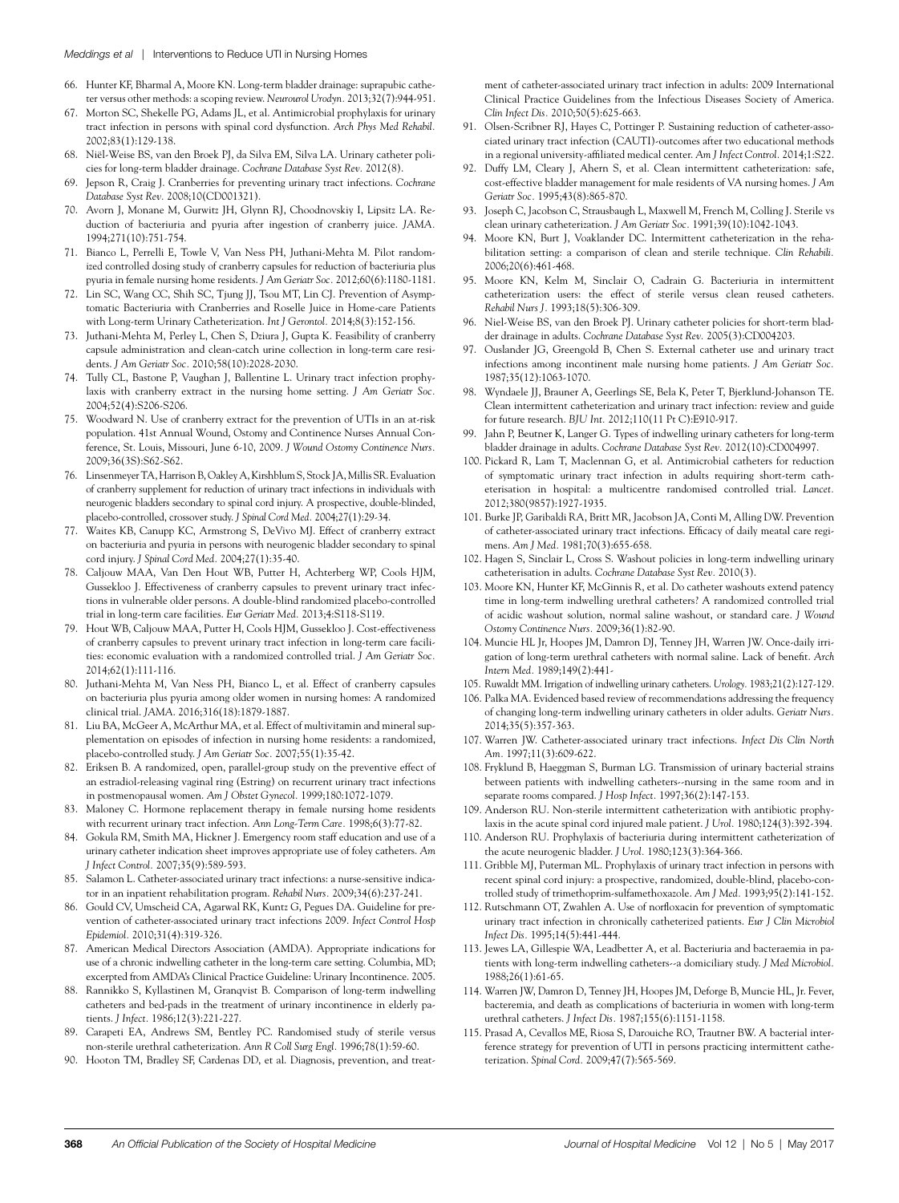66. Hunter KF, Bharmal A, Moore KN. Long-term bladder drainage: suprapubic catheter versus other methods: a scoping review. *Neurourol Urodyn*. 2013;32(7):944-951.
67. Morton SC, Shekelle PG, Adams JL, et al. Antimicrobial prophylaxis for urinary tract infection in persons with spinal cord dysfunction. *Arch Phys Med Rehabil*. 2002;83(1):129-138.
68. Niël-Weise BS, van den Broek PJ, da Silva EM, Silva LA. Urinary catheter policies for long-term bladder drainage. *Cochrane Database Syst Rev*. 2012(8).
69. Jepson R, Craig J. Cranberries for preventing urinary tract infections. *Cochrane Database Syst Rev*. 2008;10(CD001321).
70. Avorn J, Monane M, Gurwitz JH, Glynn RJ, Choodnovskiy I, Lipsitz LA. Reduction of bacteriuria and pyuria after ingestion of cranberry juice. *JAMA*. 1994;271(10):751-754.
71. Bianco L, Perrelli E, Towle V, Van Ness PH, Juthani-Mehta M. Pilot randomized controlled dosing study of cranberry capsules for reduction of bacteriuria plus pyuria in female nursing home residents. *J Am Geriatr Soc*. 2012;60(6):1180-1181.
72. Lin SC, Wang CC, Shih SC, Tjung JJ, Tsou MT, Lin CJ. Prevention of Asymptomatic Bacteriuria with Cranberries and Roselle Juice in Home-care Patients with Long-term Urinary Catheterization. *Int J Gerontol*. 2014;8(3):152-156.
73. Juthani-Mehta M, Perley L, Chen S, Dziura J, Gupta K. Feasibility of cranberry capsule administration and clean-catch urine collection in long-term care residents. *J Am Geriatr Soc*. 2010;58(10):2028-2030.
74. Tully CL, Bastone P, Vaughan J, Ballentine L. Urinary tract infection prophylaxis with cranberry extract in the nursing home setting. *J Am Geriatr Soc*. 2004;52(4):S206-S206.
75. Woodward N. Use of cranberry extract for the prevention of UTIs in an at-risk population. 41st Annual Wound, Ostomy and Continence Nurses Annual Conference, St. Louis, Missouri, June 6-10, 2009. *J Wound Ostomy Continence Nurs*. 2009;36(3S):S62-S62.
76. Linsenmeyer TA, Harrison B, Oakley A, Kirshblum S, Stock JA, Millis SR. Evaluation of cranberry supplement for reduction of urinary tract infections in individuals with neurogenic bladders secondary to spinal cord injury. A prospective, double-blinded, placebo-controlled, crossover study. *J Spinal Cord Med*. 2004;27(1):29-34.
77. Waites KB, Canupp KC, Armstrong S, DeVivo MJ. Effect of cranberry extract on bacteriuria and pyuria in persons with neurogenic bladder secondary to spinal cord injury. *J Spinal Cord Med*. 2004;27(1):35-40.
78. Caljouw MAA, Van Den Hout WB, Putter H, Achterberg WP, Cools HJM, Gussekloo J. Effectiveness of cranberry capsules to prevent urinary tract infections in vulnerable older persons. A double-blind randomized placebo-controlled trial in long-term care facilities. *Eur Geriatr Med*. 2013;4:S118-S119.
79. Hout WB, Caljouw MAA, Putter H, Cools HJM, Gussekloo J. Cost-effectiveness of cranberry capsules to prevent urinary tract infection in long-term care facilities: economic evaluation with a randomized controlled trial. *J Am Geriatr Soc*. 2014;62(1):111-116.
80. Juthani-Mehta M, Van Ness PH, Bianco L, et al. Effect of cranberry capsules on bacteriuria plus pyuria among older women in nursing homes: A randomized clinical trial. *JAMA*. 2016;316(18):1879-1887.
81. Liu BA, McGeer A, McArthur MA, et al. Effect of multivitamin and mineral supplementation on episodes of infection in nursing home residents: a randomized, placebo-controlled study. *J Am Geriatr Soc*. 2007;55(1):35-42.
82. Eriksen B. A randomized, open, parallel-group study on the preventive effect of an estradiol-releasing vaginal ring (Estring) on recurrent urinary tract infections in postmenopausal women. *Am J Obstet Gynecol*. 1999;180:1072-1079.
83. Maloney C. Hormone replacement therapy in female nursing home residents with recurrent urinary tract infection. *Ann Long-Term Care*. 1998;6(3):77-82.
84. Gokula RM, Smith MA, Hickner J. Emergency room staff education and use of a urinary catheter indication sheet improves appropriate use of foley catheters. *Am J Infect Control*. 2007;35(9):589-593.
85. Salamon L. Catheter-associated urinary tract infections: a nurse-sensitive indicator in an inpatient rehabilitation program. *Rehabil Nurs*. 2009;34(6):237-241.
86. Gould CV, Umscheid CA, Agarwal RK, Kuntz G, Pegues DA. Guideline for prevention of catheter-associated urinary tract infections 2009. *Infect Control Hosp Epidemiol*. 2010;31(4):319-326.
87. American Medical Directors Association (AMDA). Appropriate indications for use of a chronic indwelling catheter in the long-term care setting. Columbia, MD; excerpted from AMDA's Clinical Practice Guideline: Urinary Incontinence. 2005.
88. Rannikko S, Kyllastinen M, Granqvist B. Comparison of long-term indwelling catheters and bed-pads in the treatment of urinary incontinence in elderly patients. *J Infect*. 1986;12(3):221-227.
89. Carapeti EA, Andrews SM, Bentley PC. Randomised study of sterile versus non-sterile urethral catheterisation. *Ann R Coll Surg Engl*. 1996;78(1):59-60.
90. Hooton TM, Bradley SF, Cardenas DD, et al. Diagnosis, prevention, and treatment of catheter-associated urinary tract infection in adults: 2009 International Clinical Practice Guidelines from the Infectious Diseases Society of America. *Clin Infect Dis*. 2010;50(5):625-663.
91. Olsen-Scribner RJ, Hayes C, Pottinger P. Sustaining reduction of catheter-associated urinary tract infection (CAUTI)-outcomes after two educational methods in a regional university-affiliated medical center. *Am J Infect Control*. 2014;1:S22.
92. Duffy LM, Cleary J, Ahern S, et al. Clean intermittent catheterization: safe, cost-effective bladder management for male residents of VA nursing homes. *J Am Geriatr Soc*. 1995;43(8):865-870.
93. Joseph C, Jacobson C, Strausbaugh L, Maxwell M, French M, Colling J. Sterile vs clean urinary catheterization. *J Am Geriatr Soc*. 1991;39(10):1042-1043.
94. Moore KN, Burt J, Voaklander DC. Intermittent catheterization in the rehabilitation setting: a comparison of clean and sterile technique. *Clin Rehabil*. 2006;20(6):461-468.
95. Moore KN, Kelm M, Sinclair O, Cadrain G. Bacteriuria in intermittent catheterization users: the effect of sterile versus clean reused catheters. *Rehabil Nurs J*. 1993;18(5):306-309.
96. Niel-Weise BS, van den Broek PJ. Urinary catheter policies for short-term bladder drainage in adults. *Cochrane Database Syst Rev*. 2005(3):CD004203.
97. Ouslander JG, Greengold B, Chen S. External catheter use and urinary tract infections among incontinent male nursing home patients. *J Am Geriatr Soc*. 1987;35(12):1063-1070.
98. Wyndaele JJ, Brauner A, Geerlings SE, Bela K, Peter T, Bjerklund-Johanson TE. Clean intermittent catheterization and urinary tract infection: review and guide for future research. *BJU Int*. 2012;110(11 Pt C):E910-917.
99. Jahn P, Beutner K, Langer G. Types of indwelling urinary catheters for long-term bladder drainage in adults. *Cochrane Database Syst Rev*. 2012(10):CD004997.
100. Pickard R, Lam T, Maclennan G, et al. Antimicrobial catheters for reduction of symptomatic urinary tract infection in adults requiring short-term catheterisation in hospital: a multicentre randomised controlled trial. *Lancet*. 2012;380(9857):1927-1935.
101. Burke JP, Garibaldi RA, Britt MR, Jacobson JA, Conti M, Alling DW. Prevention of catheter-associated urinary tract infections. Efficacy of daily meatal care regimens. *Am J Med*. 1981;70(3):655-658.
102. Hagen S, Sinclair L, Cross S. Washout policies in long-term indwelling urinary catheterisation in adults. *Cochrane Database Syst Rev*. 2010(3).
103. Moore KN, Hunter KF, McGinnis R, et al. Do catheter washouts extend patency time in long-term indwelling urethral catheters? A randomized controlled trial of acidic washout solution, normal saline washout, or standard care. *J Wound Ostomy Continence Nurs*. 2009;36(1):82-90.
104. Muncie HL Jr, Hoopes JM, Damron DJ, Tenney JH, Warren JW. Once-daily irrigation of long-term urethral catheters with normal saline. Lack of benefit. *Arch Intern Med*. 1989;149(2):441-
105. Ruwaldt MM. Irrigation of indwelling urinary catheters. *Urology*. 1983;21(2):127-129.
106. Palka MA. Evidenced based review of recommendations addressing the frequency of changing long-term indwelling urinary catheters in older adults. *Geriatr Nurs*. 2014;35(5):357-363.
107. Warren JW. Catheter-associated urinary tract infections. *Infect Dis Clin North Am*. 1997;11(3):609-622.
108. Fryklund B, Haeggman S, Burman LG. Transmission of urinary bacterial strains between patients with indwelling catheters--nursing in the same room and in separate rooms compared. *J Hosp Infect*. 1997;36(2):147-153.
109. Anderson RU. Non-sterile intermittent catheterization with antibiotic prophylaxis in the acute spinal cord injured male patient. *J Urol*. 1980;124(3):392-394.
110. Anderson RU. Prophylaxis of bacteriuria during intermittent catheterization of the acute neurogenic bladder. *J Urol*. 1980;123(3):364-366.
111. Gribble MJ, Puterman ML. Prophylaxis of urinary tract infection in persons with recent spinal cord injury: a prospective, randomized, double-blind, placebo-controlled study of trimethoprim-sulfamethoxazole. *Am J Med*. 1993;95(2):141-152.
112. Rutschmann OT, Zwahlen A. Use of norfloxacin for prevention of symptomatic urinary tract infection in chronically catheterized patients. *Eur J Clin Microbiol Infect Dis*. 1995;14(5):441-444.
113. Jewes LA, Gillespie WA, Leadbetter A, et al. Bacteriuria and bacteraemia in patients with long-term indwelling catheters--a domiciliary study. *J Med Microbiol*. 1988;26(1):61-65.
114. Warren JW, Damron D, Tenney JH, Hoopes JM, Deforge B, Muncie HL, Jr. Fever, bacteremia, and death as complications of bacteriuria in women with long-term urethral catheters. *J Infect Dis*. 1987;155(6):1151-1158.
115. Prasad A, Cevallos ME, Riosa S, Darouiche RO, Trautner BW. A bacterial interference strategy for prevention of UTI in persons practicing intermittent catheterization. *Spinal Cord*. 2009;47(7):565-569.